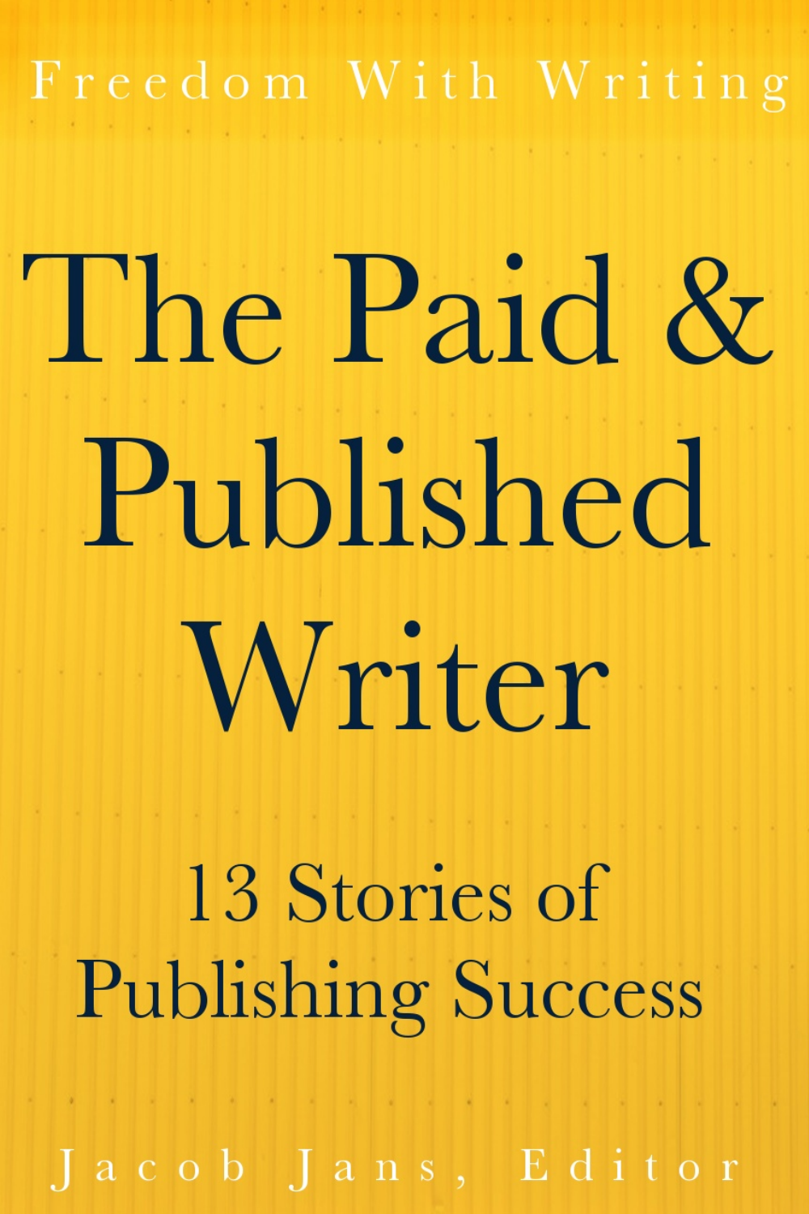Freedom With Writing

# The Paid & Published Writer

## 13 Stories of Publishing Success

Jacob Jans, Editor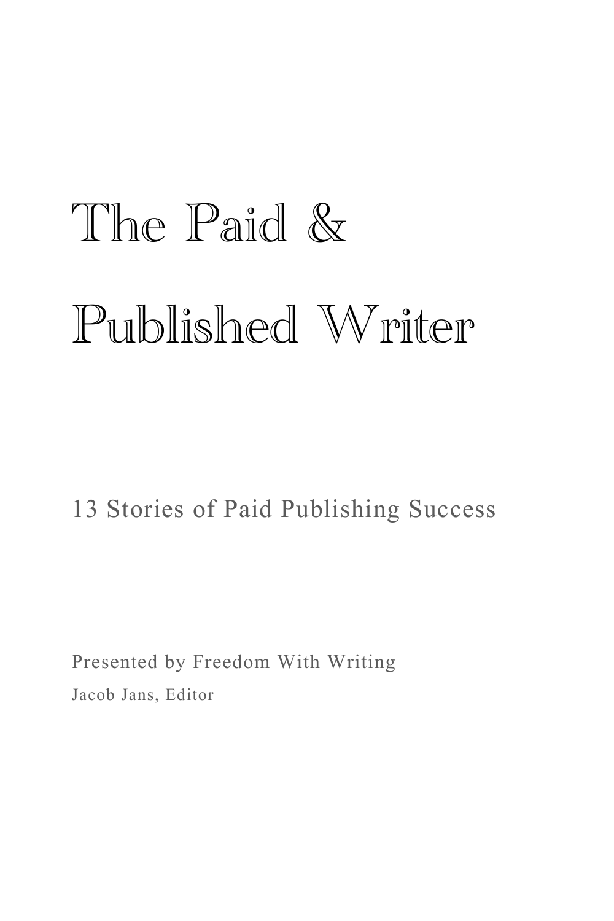# The Paid & Published Writer

13 Stories of Paid Publishing Success

Presented by Freedom With Writing

Jacob Jans, Editor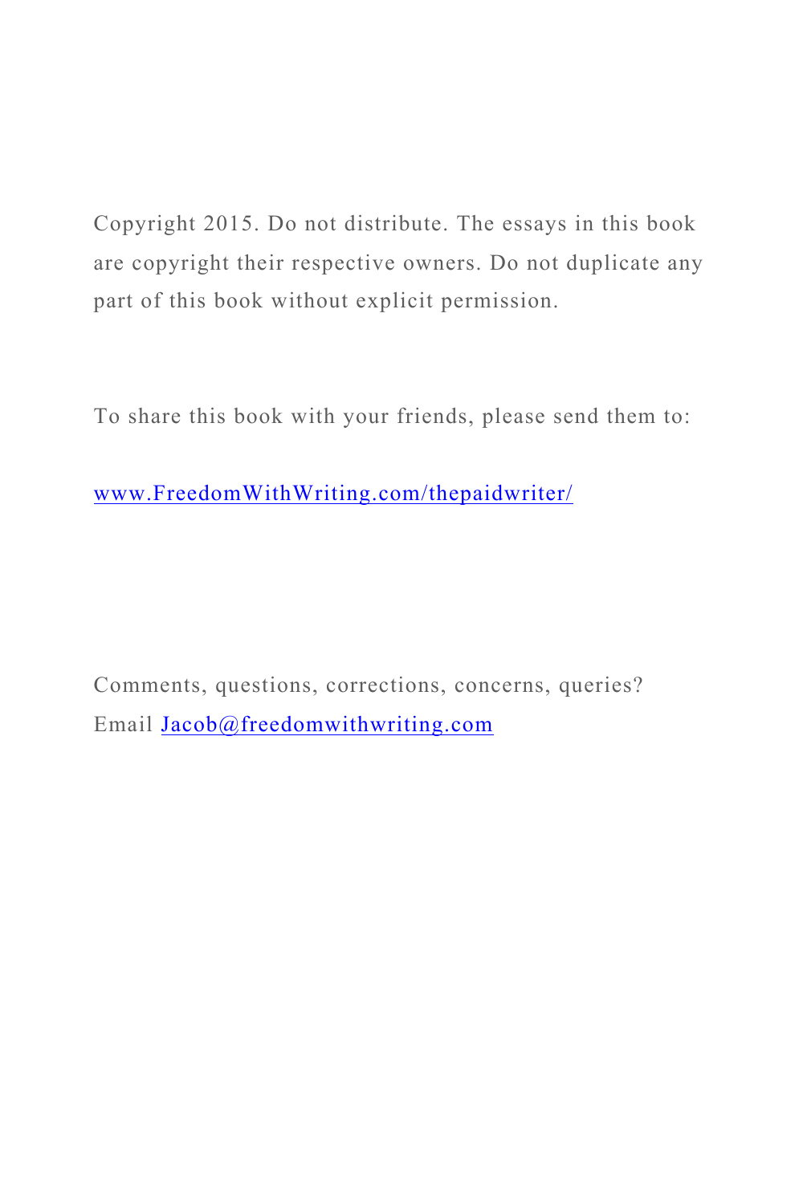Copyright 2015. Do not distribute. The essays in this book are copyright their respective owners. Do not duplicate any part of this book without explicit permission.

To share this book with your friends, please send them to:

[www.FreedomWithWriting.com/thepaidwriter/](http://www.FreedomWithWriting.com/thepaidwriter/)

Comments, questions, corrections, concerns, queries? Email [Jacob@freedomwithwriting.com](mailto:Jacob@freedomwithwriting.com)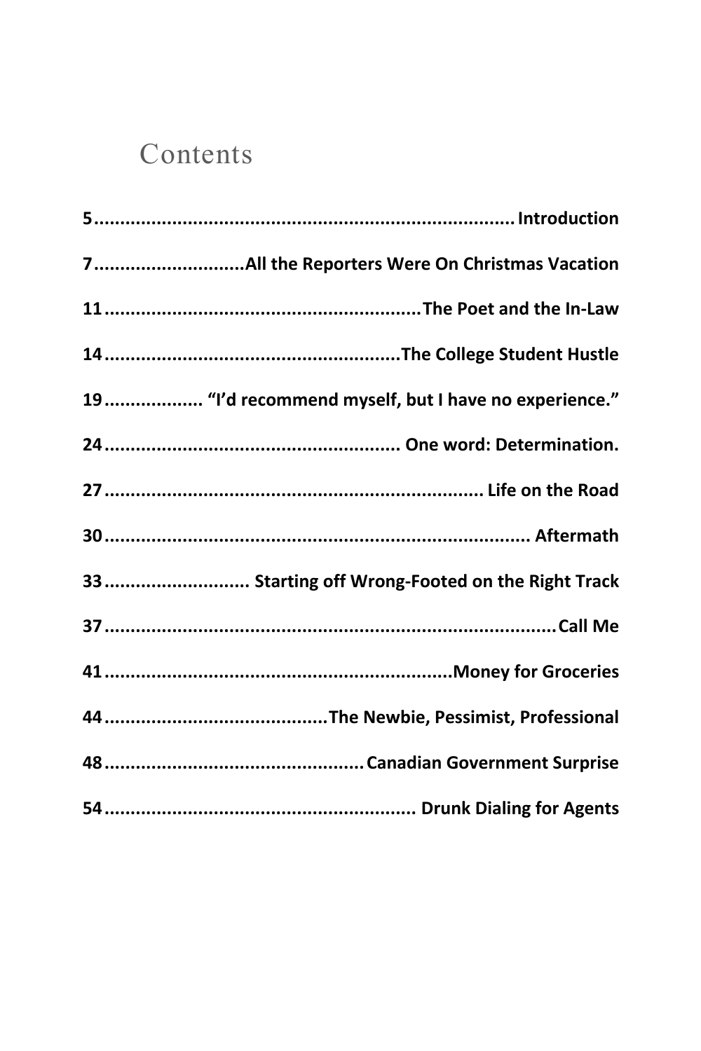# Contents

**5 ........ Introduction**

**7 ........ All the Reporters Were On Christmas Vacation**

**11 ........ The Poet and the In-Law**

**14 ........ The College Student Hustle**

**19 ........ "I'd recommend myself, but I have no experience."**

**24 ........ One word: Determination.**

**27 ........ Life on the Road**

**30 ........ Aftermath**

**33 ........ Starting off Wrong-Footed on the Right Track**

**37 ........ Call Me**

**41 ........ Money for Groceries**

**44 ........ The Newbie, Pessimist, Professional**

**48 ........ Canadian Government Surprise**

**54 ........ Drunk Dialing for Agents**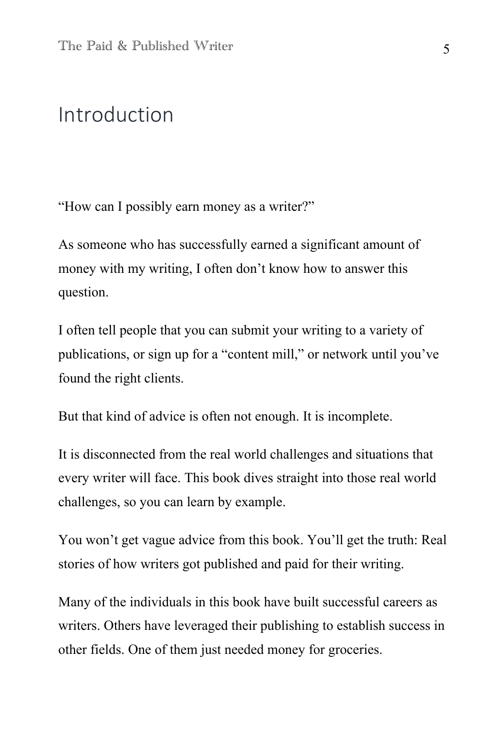# Introduction

“How can I possibly earn money as a writer?”

As someone who has successfully earned a significant amount of money with my writing, I often don’t know how to answer this question.

I often tell people that you can submit your writing to a variety of publications, or sign up for a “content mill,” or network until you’ve found the right clients.

But that kind of advice is often not enough. It is incomplete.

It is disconnected from the real world challenges and situations that every writer will face. This book dives straight into those real world challenges, so you can learn by example.

You won’t get vague advice from this book. You’ll get the truth: Real stories of how writers got published and paid for their writing.

Many of the individuals in this book have built successful careers as writers. Others have leveraged their publishing to establish success in other fields. One of them just needed money for groceries.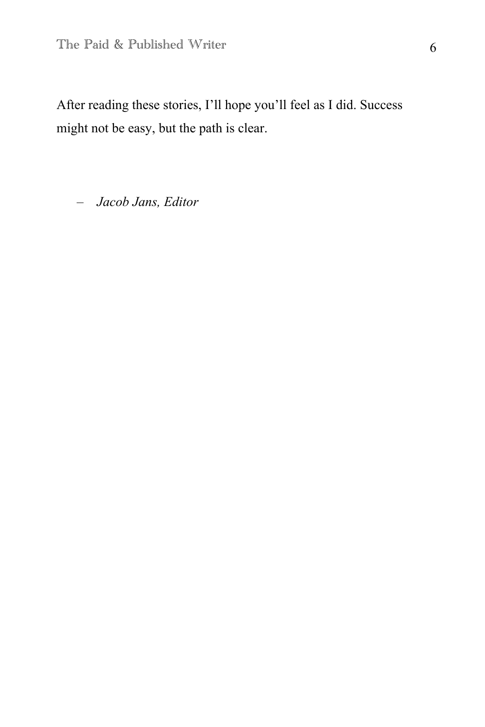After reading these stories, I'll hope you'll feel as I did. Success might not be easy, but the path is clear.

– *Jacob Jans, Editor*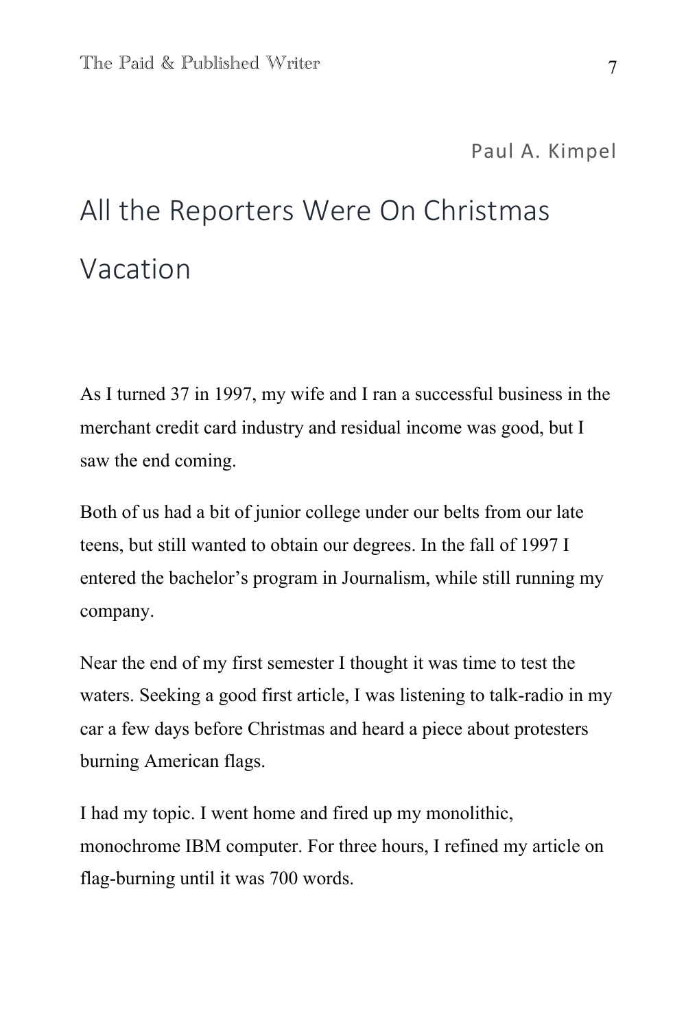Paul A. Kimpel

# All the Reporters Were On Christmas Vacation

As I turned 37 in 1997, my wife and I ran a successful business in the merchant credit card industry and residual income was good, but I saw the end coming.

Both of us had a bit of junior college under our belts from our late teens, but still wanted to obtain our degrees. In the fall of 1997 I entered the bachelor's program in Journalism, while still running my company.

Near the end of my first semester I thought it was time to test the waters. Seeking a good first article, I was listening to talk-radio in my car a few days before Christmas and heard a piece about protesters burning American flags.

I had my topic. I went home and fired up my monolithic, monochrome IBM computer. For three hours, I refined my article on flag-burning until it was 700 words.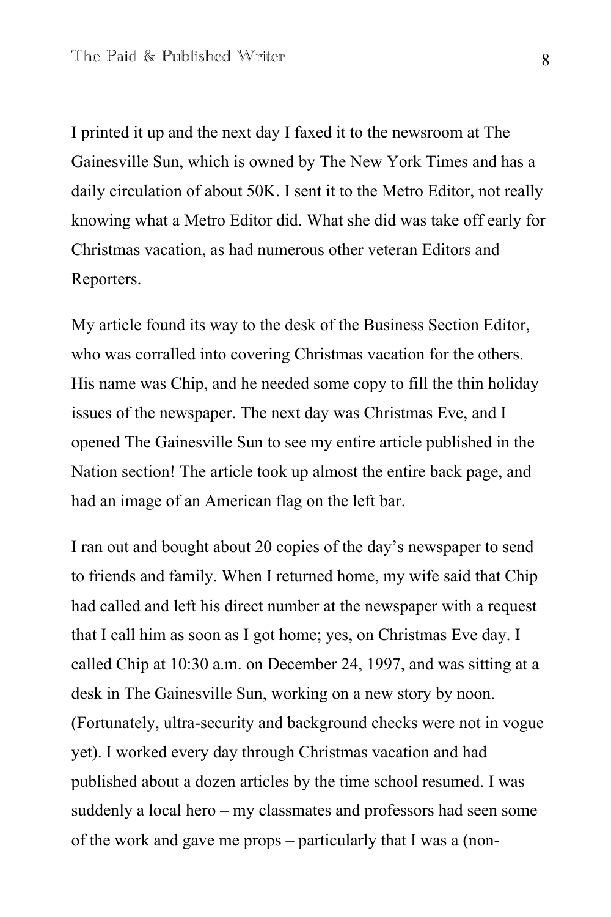I printed it up and the next day I faxed it to the newsroom at The Gainesville Sun, which is owned by The New York Times and has a daily circulation of about 50K. I sent it to the Metro Editor, not really knowing what a Metro Editor did. What she did was take off early for Christmas vacation, as had numerous other veteran Editors and Reporters.

My article found its way to the desk of the Business Section Editor, who was corralled into covering Christmas vacation for the others. His name was Chip, and he needed some copy to fill the thin holiday issues of the newspaper. The next day was Christmas Eve, and I opened The Gainesville Sun to see my entire article published in the Nation section! The article took up almost the entire back page, and had an image of an American flag on the left bar.

I ran out and bought about 20 copies of the day's newspaper to send to friends and family. When I returned home, my wife said that Chip had called and left his direct number at the newspaper with a request that I call him as soon as I got home; yes, on Christmas Eve day. I called Chip at 10:30 a.m. on December 24, 1997, and was sitting at a desk in The Gainesville Sun, working on a new story by noon. (Fortunately, ultra-security and background checks were not in vogue yet). I worked every day through Christmas vacation and had published about a dozen articles by the time school resumed. I was suddenly a local hero – my classmates and professors had seen some of the work and gave me props – particularly that I was a (non-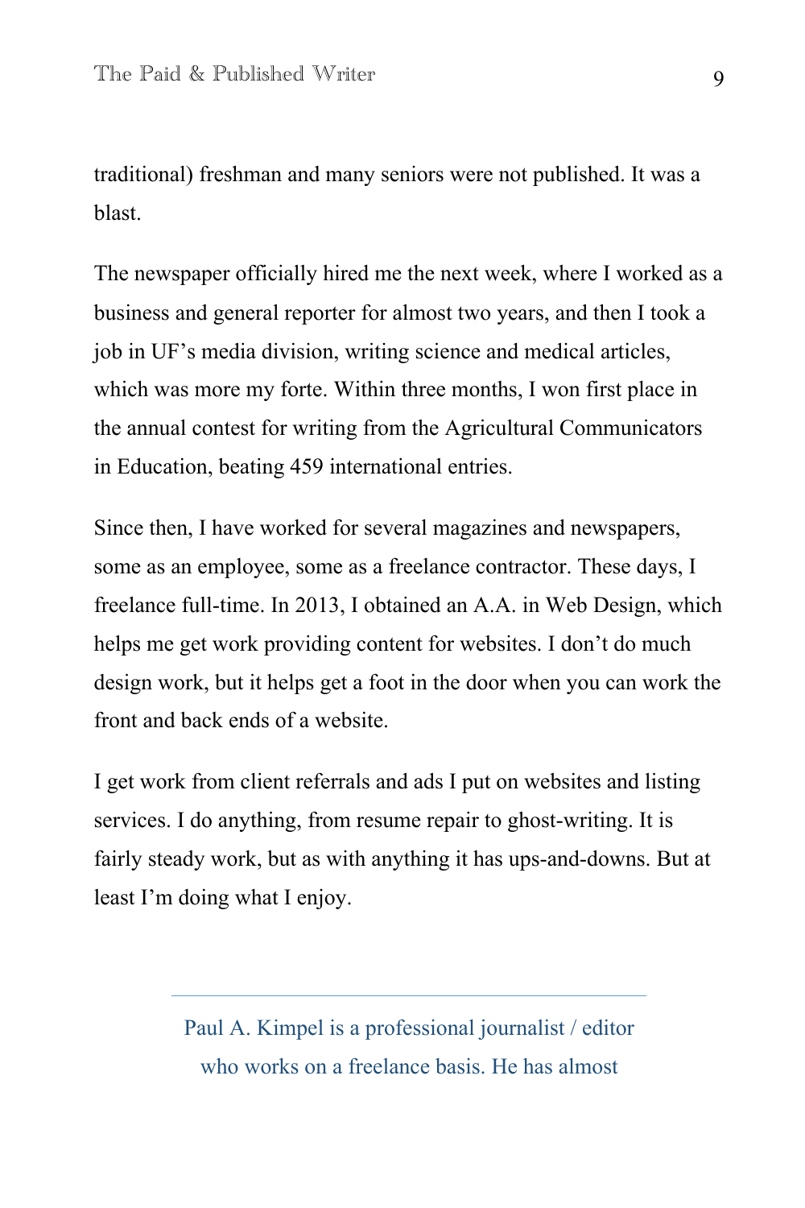traditional) freshman and many seniors were not published. It was a blast.

The newspaper officially hired me the next week, where I worked as a business and general reporter for almost two years, and then I took a job in UF's media division, writing science and medical articles, which was more my forte. Within three months, I won first place in the annual contest for writing from the Agricultural Communicators in Education, beating 459 international entries.

Since then, I have worked for several magazines and newspapers, some as an employee, some as a freelance contractor. These days, I freelance full-time. In 2013, I obtained an A.A. in Web Design, which helps me get work providing content for websites. I don't do much design work, but it helps get a foot in the door when you can work the front and back ends of a website.

I get work from client referrals and ads I put on websites and listing services. I do anything, from resume repair to ghost-writing. It is fairly steady work, but as with anything it has ups-and-downs. But at least I'm doing what I enjoy.

---

Paul A. Kimpel is a professional journalist / editor who works on a freelance basis. He has almost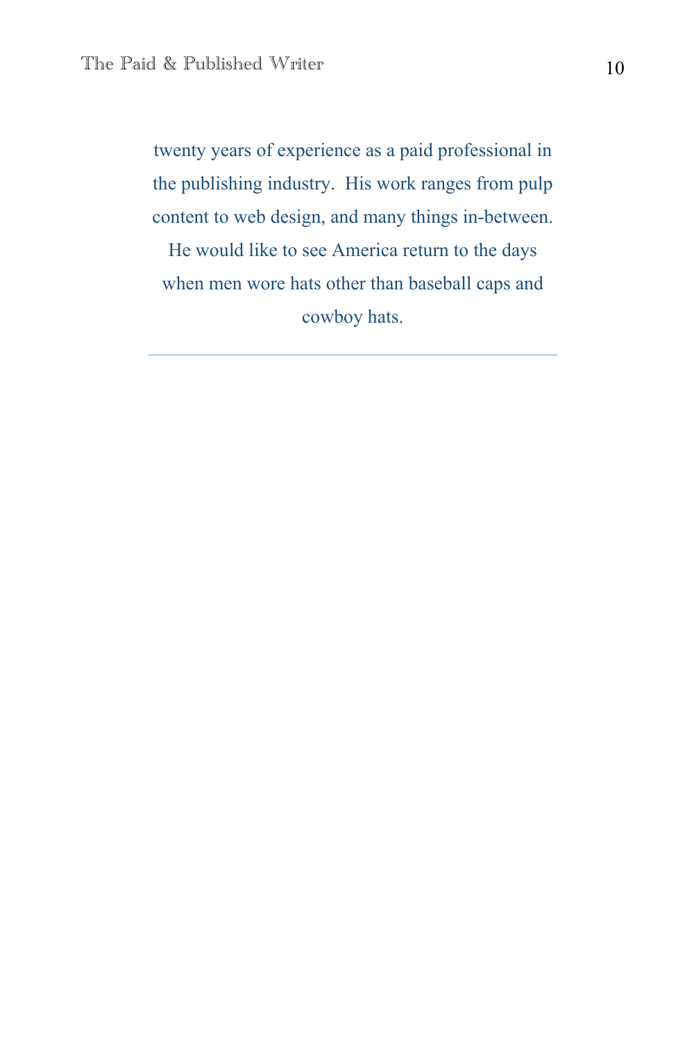twenty years of experience as a paid professional in the publishing industry. His work ranges from pulp content to web design, and many things in-between. He would like to see America return to the days when men wore hats other than baseball caps and cowboy hats.

---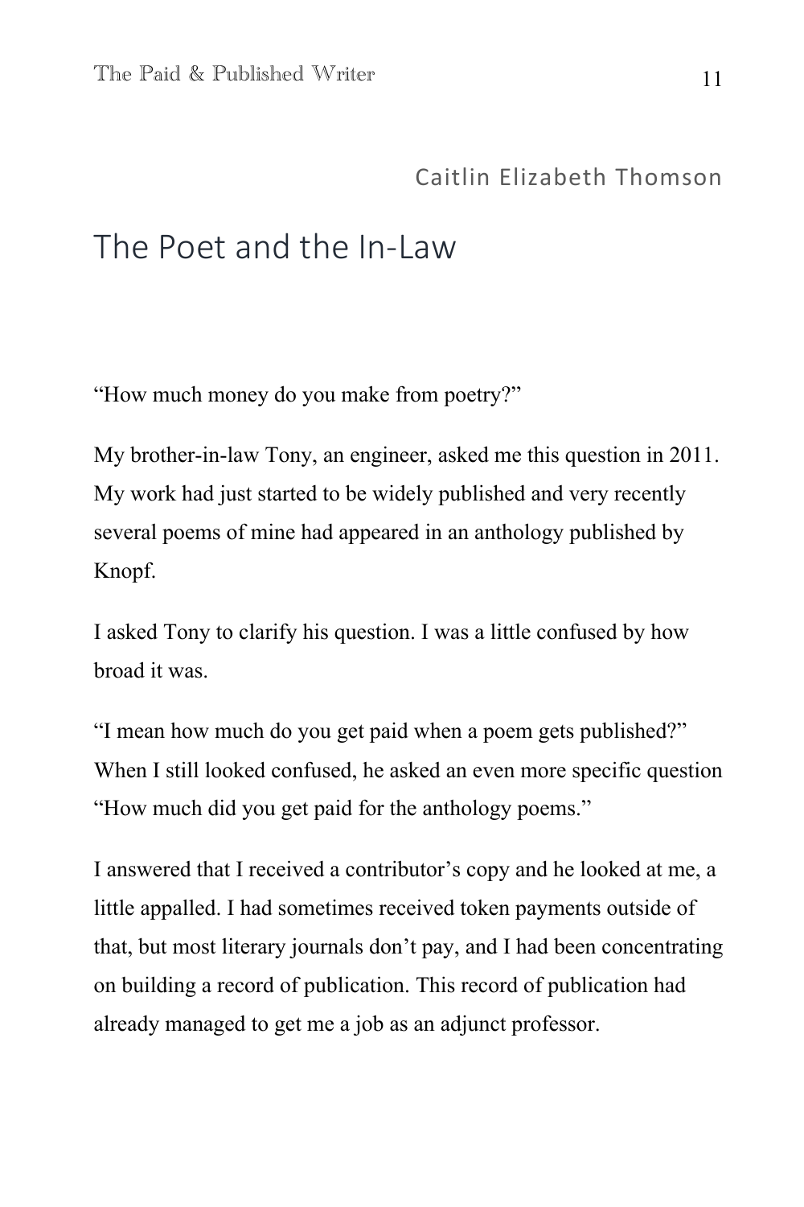Caitlin Elizabeth Thomson

# The Poet and the In-Law

"How much money do you make from poetry?"

My brother-in-law Tony, an engineer, asked me this question in 2011. My work had just started to be widely published and very recently several poems of mine had appeared in an anthology published by Knopf.

I asked Tony to clarify his question. I was a little confused by how broad it was.

"I mean how much do you get paid when a poem gets published?" When I still looked confused, he asked an even more specific question "How much did you get paid for the anthology poems."

I answered that I received a contributor's copy and he looked at me, a little appalled. I had sometimes received token payments outside of that, but most literary journals don't pay, and I had been concentrating on building a record of publication. This record of publication had already managed to get me a job as an adjunct professor.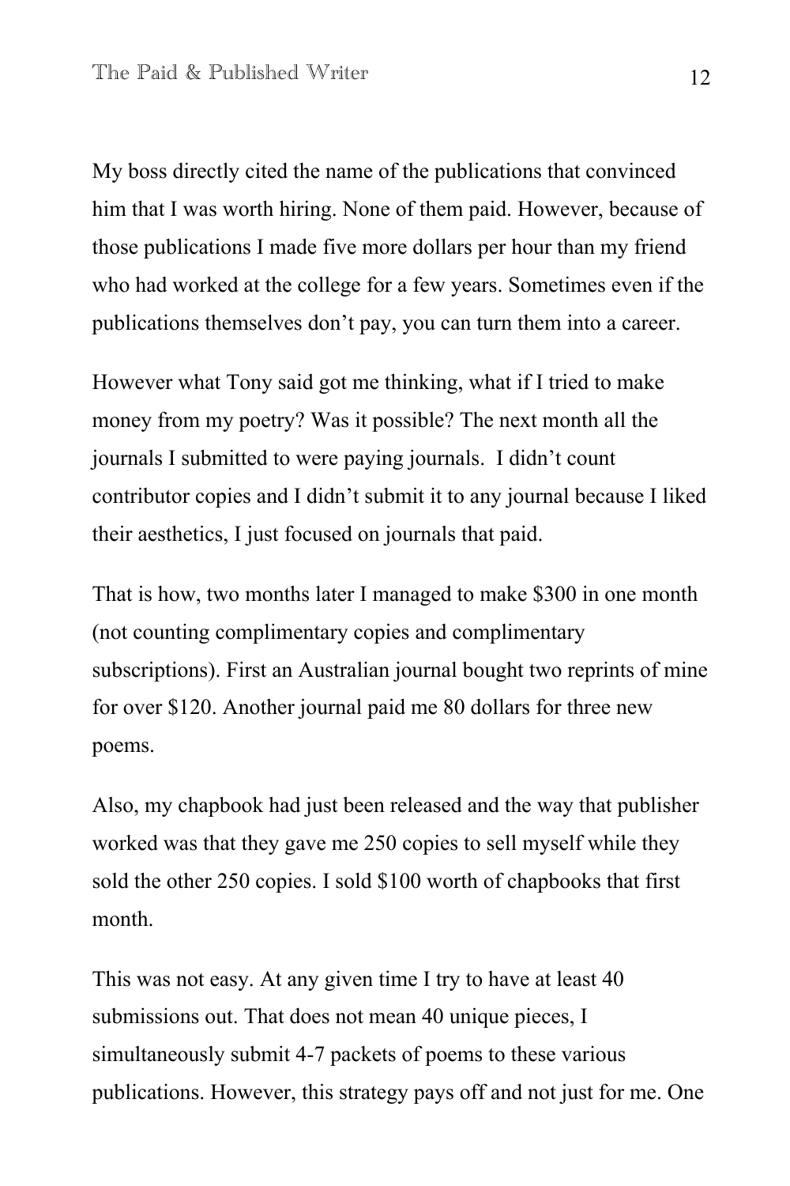My boss directly cited the name of the publications that convinced him that I was worth hiring. None of them paid. However, because of those publications I made five more dollars per hour than my friend who had worked at the college for a few years. Sometimes even if the publications themselves don't pay, you can turn them into a career.

However what Tony said got me thinking, what if I tried to make money from my poetry? Was it possible? The next month all the journals I submitted to were paying journals.  I didn't count contributor copies and I didn't submit it to any journal because I liked their aesthetics, I just focused on journals that paid.

That is how, two months later I managed to make $300 in one month (not counting complimentary copies and complimentary subscriptions). First an Australian journal bought two reprints of mine for over $120. Another journal paid me 80 dollars for three new poems.

Also, my chapbook had just been released and the way that publisher worked was that they gave me 250 copies to sell myself while they sold the other 250 copies. I sold $100 worth of chapbooks that first month.

This was not easy. At any given time I try to have at least 40 submissions out. That does not mean 40 unique pieces, I simultaneously submit 4-7 packets of poems to these various publications. However, this strategy pays off and not just for me. One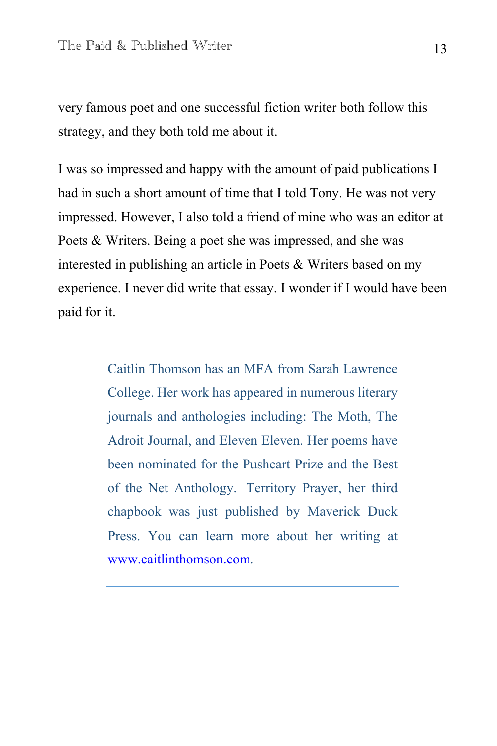very famous poet and one successful fiction writer both follow this strategy, and they both told me about it.

I was so impressed and happy with the amount of paid publications I had in such a short amount of time that I told Tony. He was not very impressed. However, I also told a friend of mine who was an editor at Poets & Writers. Being a poet she was impressed, and she was interested in publishing an article in Poets & Writers based on my experience. I never did write that essay. I wonder if I would have been paid for it.

---

Caitlin Thomson has an MFA from Sarah Lawrence College. Her work has appeared in numerous literary journals and anthologies including: The Moth, The Adroit Journal, and Eleven Eleven. Her poems have been nominated for the Pushcart Prize and the Best of the Net Anthology. Territory Prayer, her third chapbook was just published by Maverick Duck Press. You can learn more about her writing at [www.caitlinthomson.com](http://www.caitlinthomson.com).

---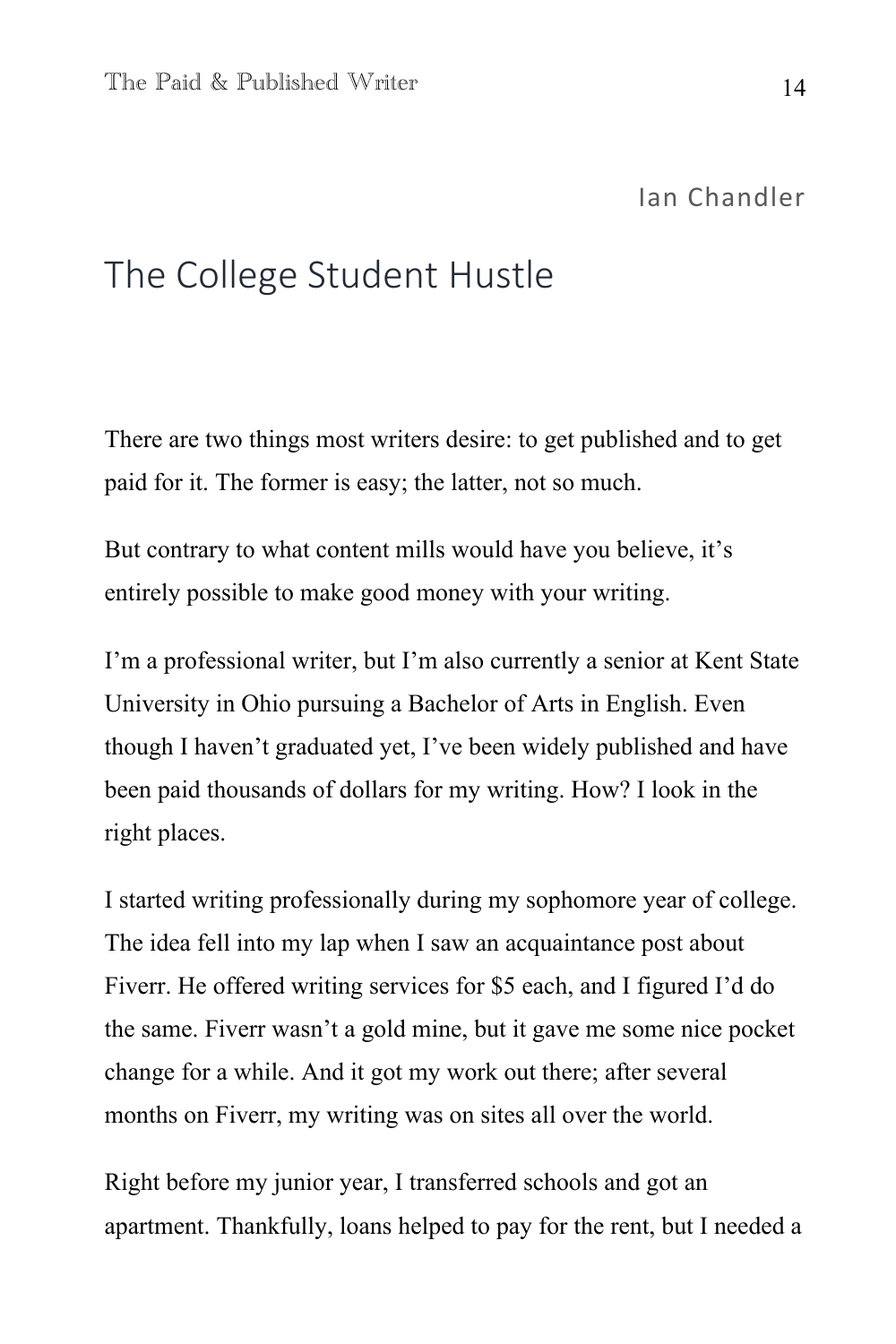Ian Chandler

# The College Student Hustle

There are two things most writers desire: to get published and to get paid for it. The former is easy; the latter, not so much.

But contrary to what content mills would have you believe, it's entirely possible to make good money with your writing.

I'm a professional writer, but I'm also currently a senior at Kent State University in Ohio pursuing a Bachelor of Arts in English. Even though I haven't graduated yet, I've been widely published and have been paid thousands of dollars for my writing. How? I look in the right places.

I started writing professionally during my sophomore year of college. The idea fell into my lap when I saw an acquaintance post about Fiverr. He offered writing services for $5 each, and I figured I'd do the same. Fiverr wasn't a gold mine, but it gave me some nice pocket change for a while. And it got my work out there; after several months on Fiverr, my writing was on sites all over the world.

Right before my junior year, I transferred schools and got an apartment. Thankfully, loans helped to pay for the rent, but I needed a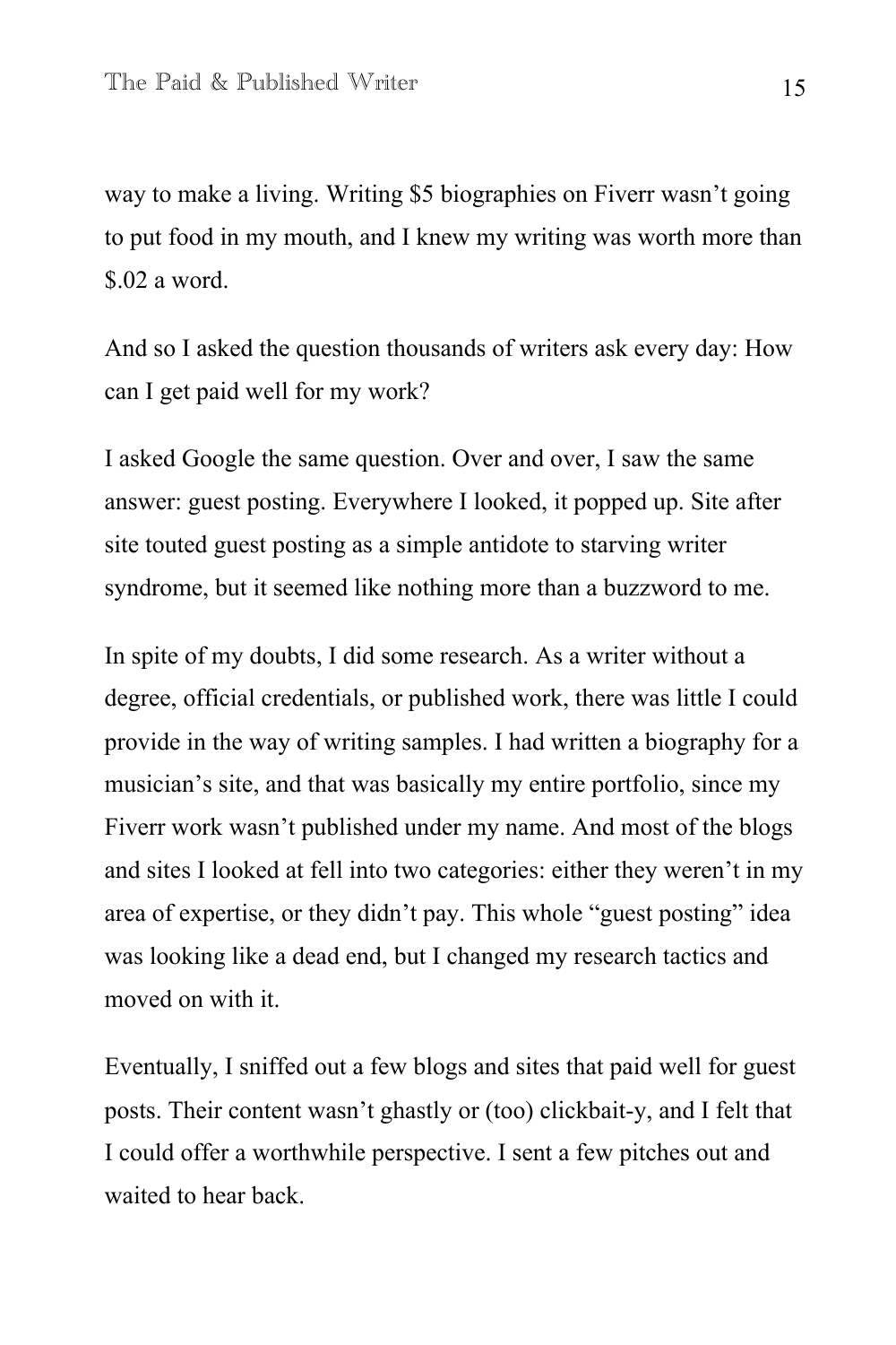way to make a living. Writing $5 biographies on Fiverr wasn't going to put food in my mouth, and I knew my writing was worth more than $.02 a word.

And so I asked the question thousands of writers ask every day: How can I get paid well for my work?

I asked Google the same question. Over and over, I saw the same answer: guest posting. Everywhere I looked, it popped up. Site after site touted guest posting as a simple antidote to starving writer syndrome, but it seemed like nothing more than a buzzword to me.

In spite of my doubts, I did some research. As a writer without a degree, official credentials, or published work, there was little I could provide in the way of writing samples. I had written a biography for a musician's site, and that was basically my entire portfolio, since my Fiverr work wasn't published under my name. And most of the blogs and sites I looked at fell into two categories: either they weren't in my area of expertise, or they didn't pay. This whole "guest posting" idea was looking like a dead end, but I changed my research tactics and moved on with it.

Eventually, I sniffed out a few blogs and sites that paid well for guest posts. Their content wasn't ghastly or (too) clickbait-y, and I felt that I could offer a worthwhile perspective. I sent a few pitches out and waited to hear back.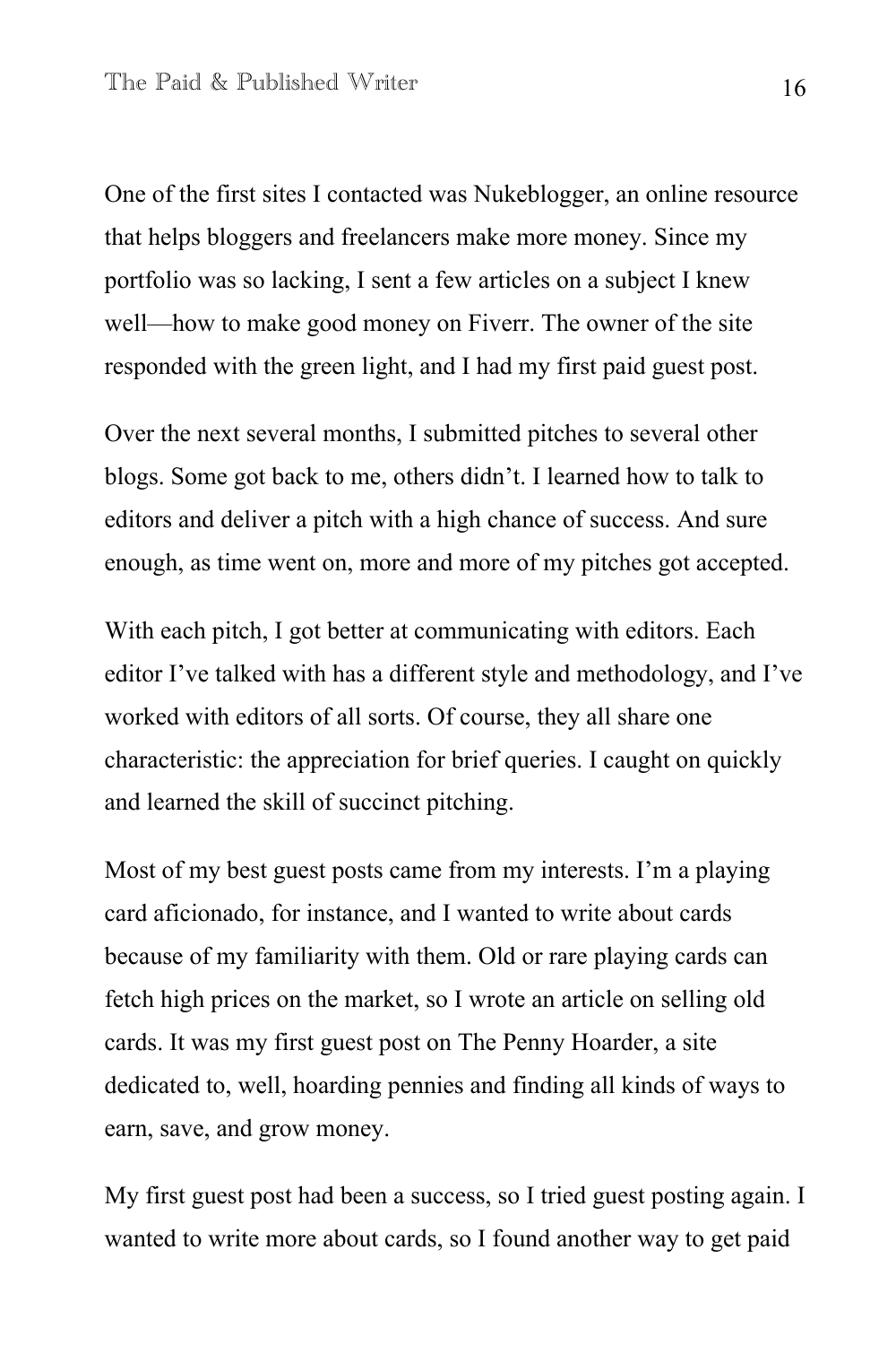One of the first sites I contacted was Nukeblogger, an online resource that helps bloggers and freelancers make more money. Since my portfolio was so lacking, I sent a few articles on a subject I knew well—how to make good money on Fiverr. The owner of the site responded with the green light, and I had my first paid guest post.

Over the next several months, I submitted pitches to several other blogs. Some got back to me, others didn't. I learned how to talk to editors and deliver a pitch with a high chance of success. And sure enough, as time went on, more and more of my pitches got accepted.

With each pitch, I got better at communicating with editors. Each editor I've talked with has a different style and methodology, and I've worked with editors of all sorts. Of course, they all share one characteristic: the appreciation for brief queries. I caught on quickly and learned the skill of succinct pitching.

Most of my best guest posts came from my interests. I'm a playing card aficionado, for instance, and I wanted to write about cards because of my familiarity with them. Old or rare playing cards can fetch high prices on the market, so I wrote an article on selling old cards. It was my first guest post on The Penny Hoarder, a site dedicated to, well, hoarding pennies and finding all kinds of ways to earn, save, and grow money.

My first guest post had been a success, so I tried guest posting again. I wanted to write more about cards, so I found another way to get paid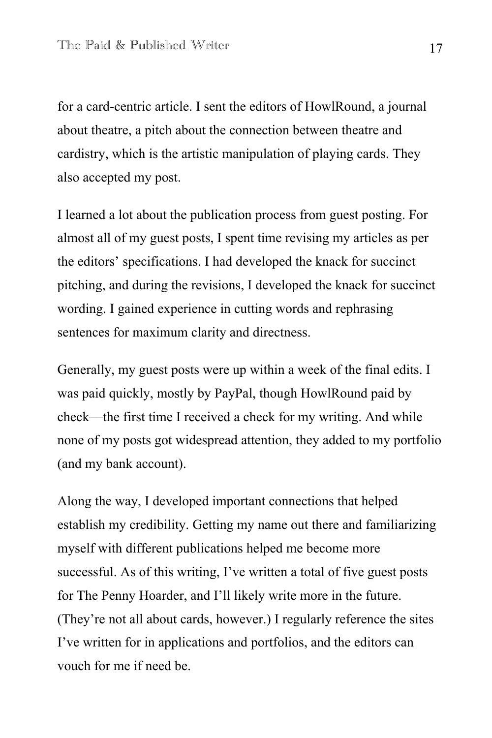for a card-centric article. I sent the editors of HowlRound, a journal about theatre, a pitch about the connection between theatre and cardistry, which is the artistic manipulation of playing cards. They also accepted my post.

I learned a lot about the publication process from guest posting. For almost all of my guest posts, I spent time revising my articles as per the editors' specifications. I had developed the knack for succinct pitching, and during the revisions, I developed the knack for succinct wording. I gained experience in cutting words and rephrasing sentences for maximum clarity and directness.

Generally, my guest posts were up within a week of the final edits. I was paid quickly, mostly by PayPal, though HowlRound paid by check—the first time I received a check for my writing. And while none of my posts got widespread attention, they added to my portfolio (and my bank account).

Along the way, I developed important connections that helped establish my credibility. Getting my name out there and familiarizing myself with different publications helped me become more successful. As of this writing, I've written a total of five guest posts for The Penny Hoarder, and I'll likely write more in the future. (They're not all about cards, however.) I regularly reference the sites I've written for in applications and portfolios, and the editors can vouch for me if need be.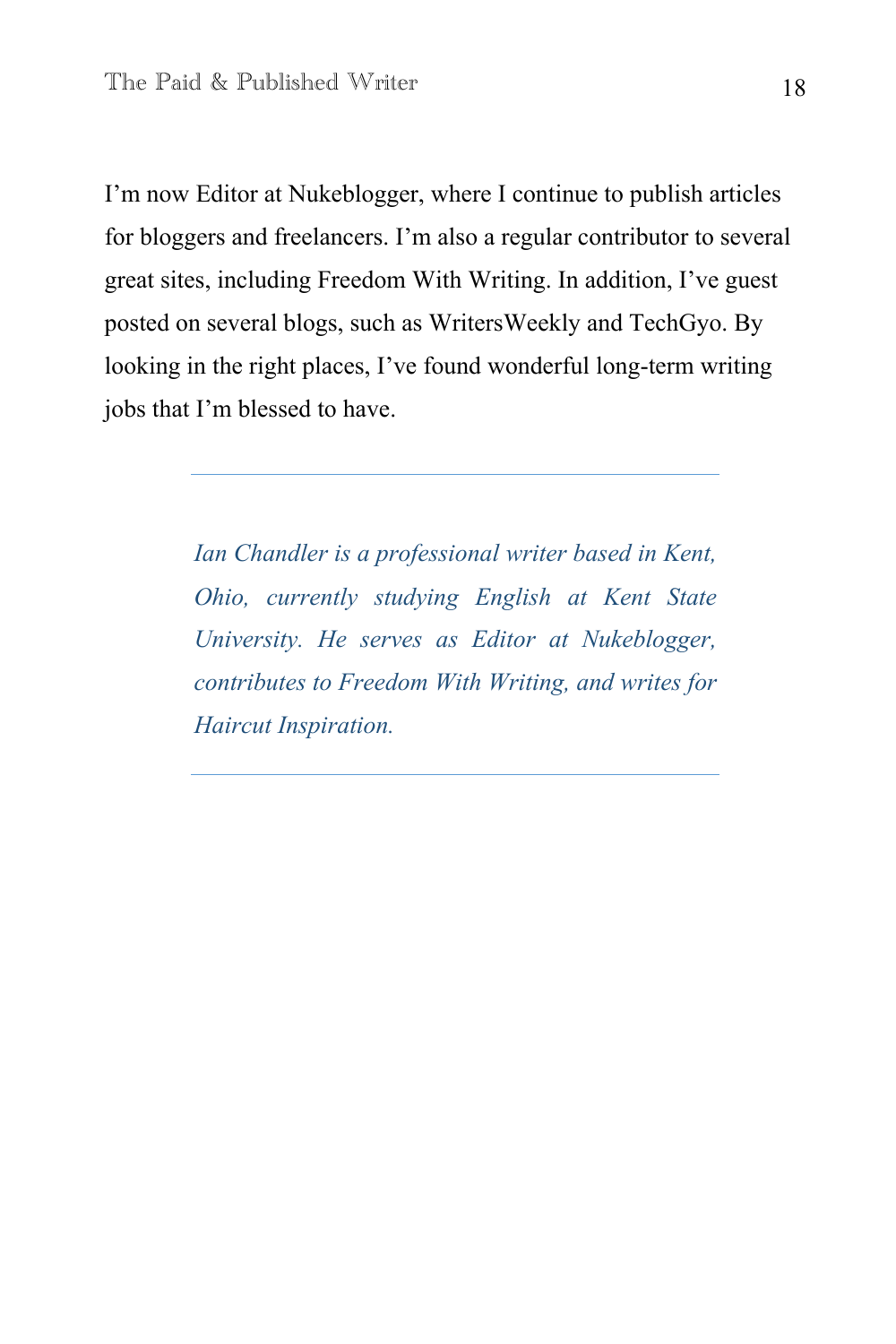I'm now Editor at Nukeblogger, where I continue to publish articles for bloggers and freelancers. I'm also a regular contributor to several great sites, including Freedom With Writing. In addition, I've guest posted on several blogs, such as WritersWeekly and TechGyo. By looking in the right places, I've found wonderful long-term writing jobs that I'm blessed to have.

---

*Ian Chandler is a professional writer based in Kent, Ohio, currently studying English at Kent State University. He serves as Editor at Nukeblogger, contributes to Freedom With Writing, and writes for Haircut Inspiration.*

---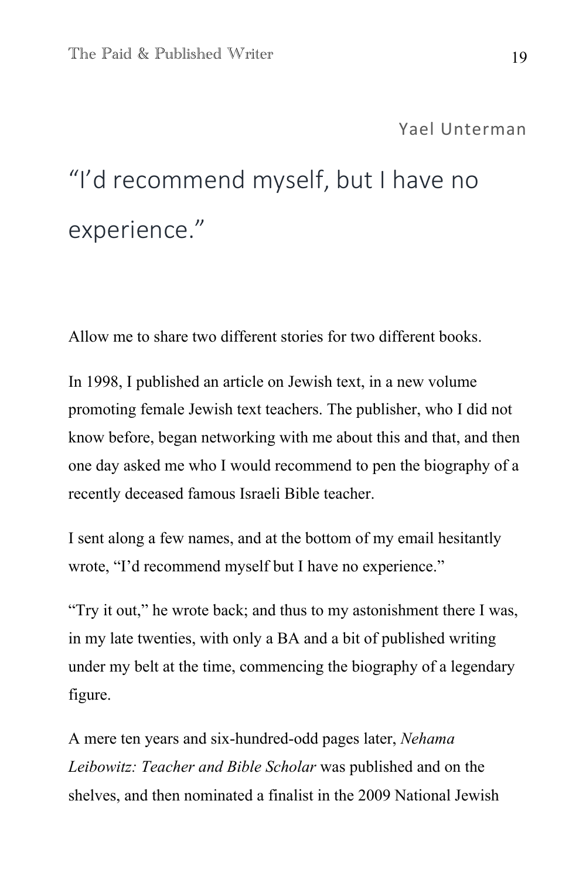Yael Unterman

## "I'd recommend myself, but I have no experience."

Allow me to share two different stories for two different books.

In 1998, I published an article on Jewish text, in a new volume promoting female Jewish text teachers. The publisher, who I did not know before, began networking with me about this and that, and then one day asked me who I would recommend to pen the biography of a recently deceased famous Israeli Bible teacher.

I sent along a few names, and at the bottom of my email hesitantly wrote, "I'd recommend myself but I have no experience."

"Try it out," he wrote back; and thus to my astonishment there I was, in my late twenties, with only a BA and a bit of published writing under my belt at the time, commencing the biography of a legendary figure.

A mere ten years and six-hundred-odd pages later, *Nehama Leibowitz: Teacher and Bible Scholar* was published and on the shelves, and then nominated a finalist in the 2009 National Jewish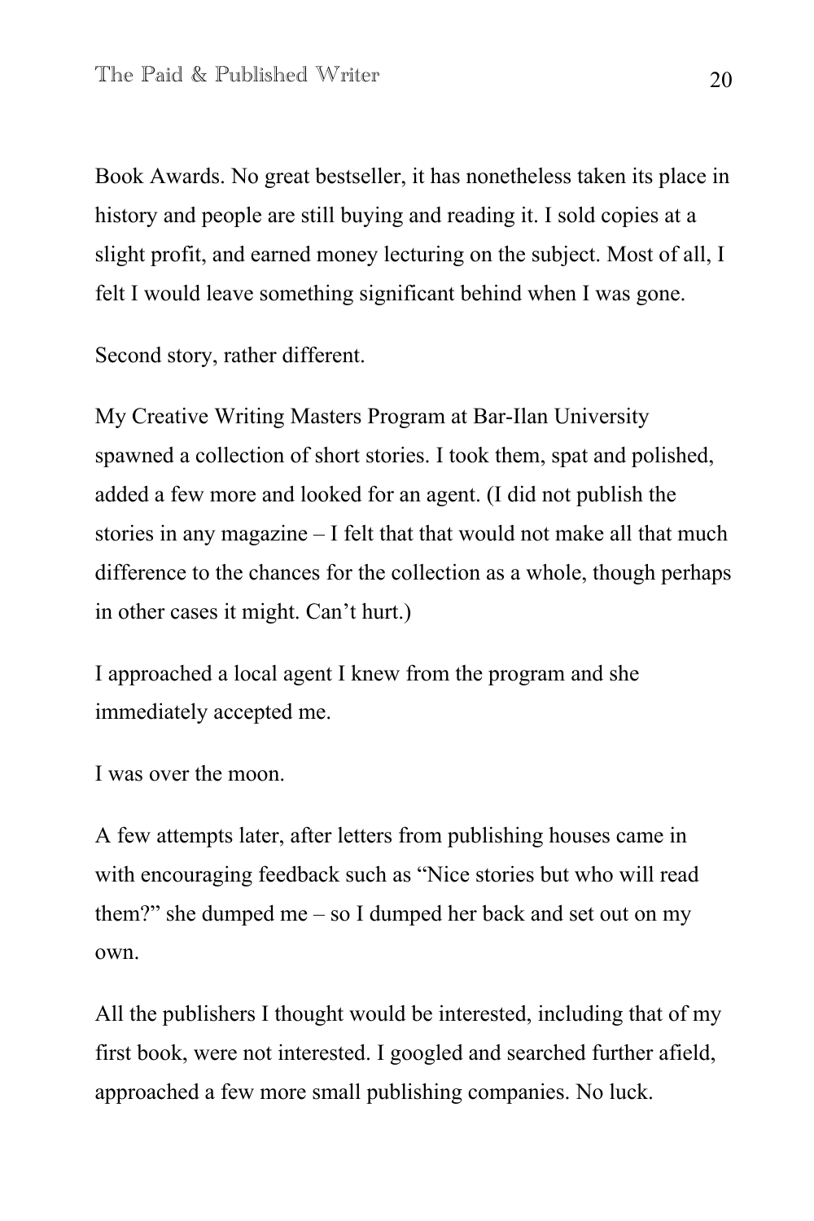Book Awards. No great bestseller, it has nonetheless taken its place in history and people are still buying and reading it. I sold copies at a slight profit, and earned money lecturing on the subject. Most of all, I felt I would leave something significant behind when I was gone.

Second story, rather different.

My Creative Writing Masters Program at Bar-Ilan University spawned a collection of short stories. I took them, spat and polished, added a few more and looked for an agent. (I did not publish the stories in any magazine – I felt that that would not make all that much difference to the chances for the collection as a whole, though perhaps in other cases it might. Can't hurt.)

I approached a local agent I knew from the program and she immediately accepted me.

I was over the moon.

A few attempts later, after letters from publishing houses came in with encouraging feedback such as "Nice stories but who will read them?" she dumped me – so I dumped her back and set out on my own.

All the publishers I thought would be interested, including that of my first book, were not interested. I googled and searched further afield, approached a few more small publishing companies. No luck.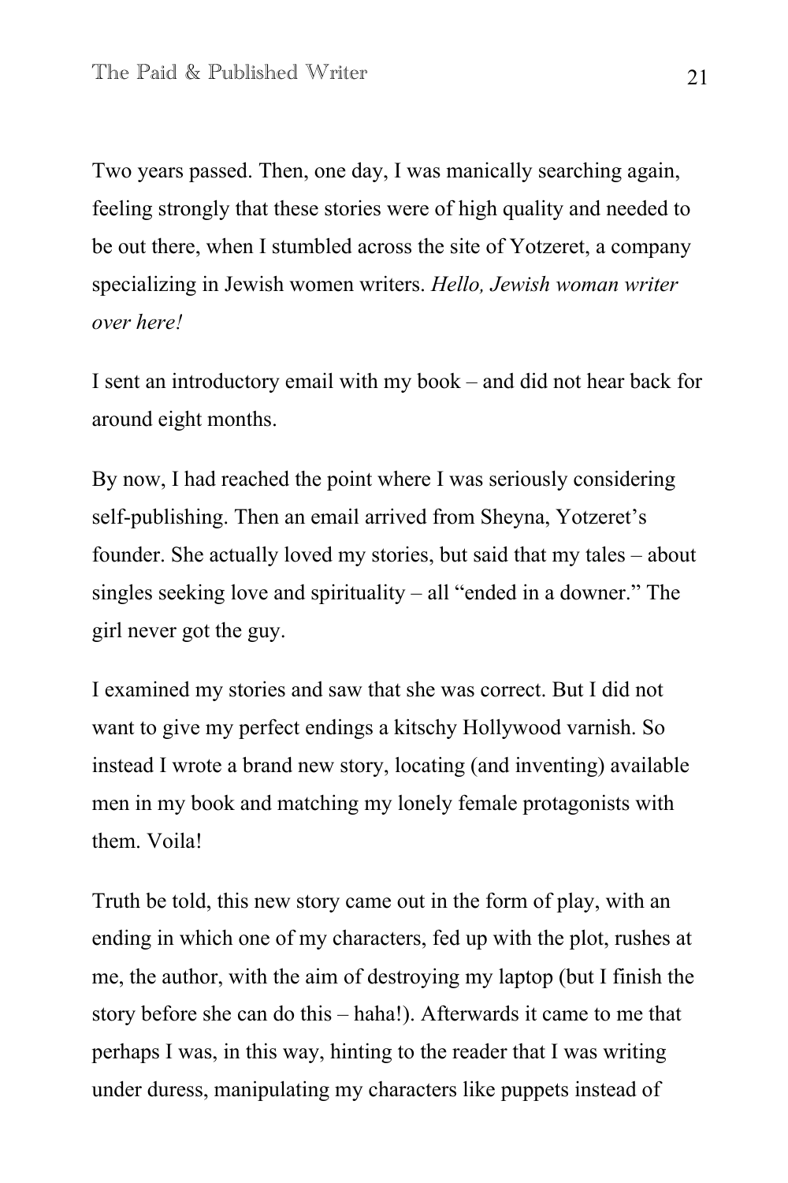Two years passed. Then, one day, I was manically searching again, feeling strongly that these stories were of high quality and needed to be out there, when I stumbled across the site of Yotzeret, a company specializing in Jewish women writers. *Hello, Jewish woman writer over here!*

I sent an introductory email with my book – and did not hear back for around eight months.

By now, I had reached the point where I was seriously considering self-publishing. Then an email arrived from Sheyna, Yotzeret's founder. She actually loved my stories, but said that my tales – about singles seeking love and spirituality – all "ended in a downer." The girl never got the guy.

I examined my stories and saw that she was correct. But I did not want to give my perfect endings a kitschy Hollywood varnish. So instead I wrote a brand new story, locating (and inventing) available men in my book and matching my lonely female protagonists with them. Voila!

Truth be told, this new story came out in the form of play, with an ending in which one of my characters, fed up with the plot, rushes at me, the author, with the aim of destroying my laptop (but I finish the story before she can do this – haha!). Afterwards it came to me that perhaps I was, in this way, hinting to the reader that I was writing under duress, manipulating my characters like puppets instead of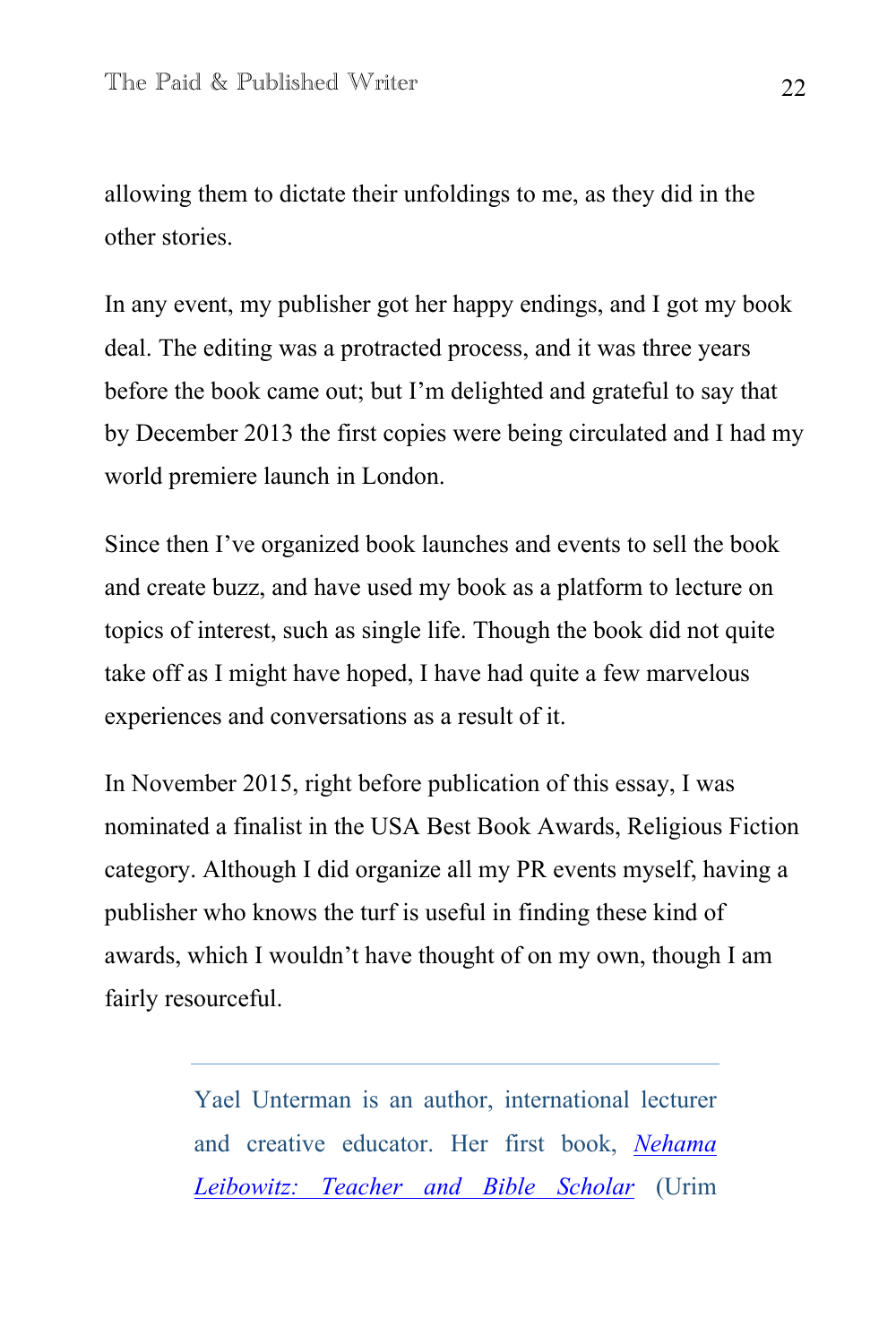allowing them to dictate their unfoldings to me, as they did in the other stories.

In any event, my publisher got her happy endings, and I got my book deal. The editing was a protracted process, and it was three years before the book came out; but I'm delighted and grateful to say that by December 2013 the first copies were being circulated and I had my world premiere launch in London.

Since then I've organized book launches and events to sell the book and create buzz, and have used my book as a platform to lecture on topics of interest, such as single life. Though the book did not quite take off as I might have hoped, I have had quite a few marvelous experiences and conversations as a result of it.

In November 2015, right before publication of this essay, I was nominated a finalist in the USA Best Book Awards, Religious Fiction category. Although I did organize all my PR events myself, having a publisher who knows the turf is useful in finding these kind of awards, which I wouldn't have thought of on my own, though I am fairly resourceful.

---

Yael Unterman is an author, international lecturer and creative educator. Her first book, *Nehama Leibowitz: Teacher and Bible Scholar* (Urim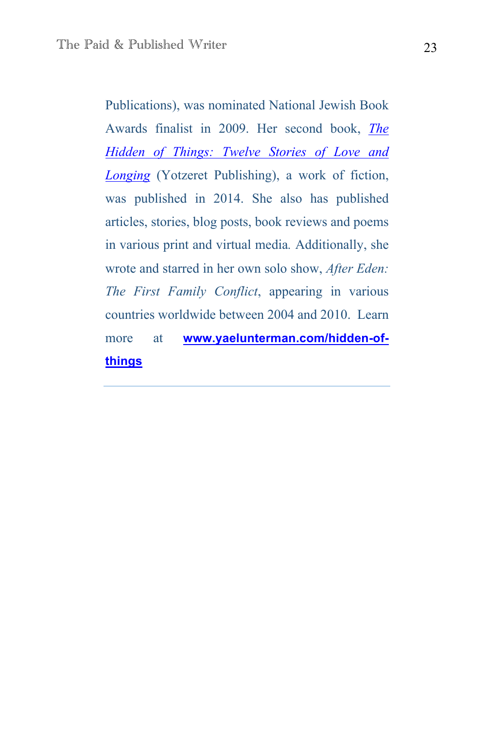Publications), was nominated National Jewish Book Awards finalist in 2009. Her second book, *The Hidden of Things: Twelve Stories of Love and Longing* (Yotzeret Publishing), a work of fiction, was published in 2014. She also has published articles, stories, blog posts, book reviews and poems in various print and virtual media. Additionally, she wrote and starred in her own solo show, *After Eden: The First Family Conflict*, appearing in various countries worldwide between 2004 and 2010. Learn more at **www.yaelunterman.com/hidden-of-things**

---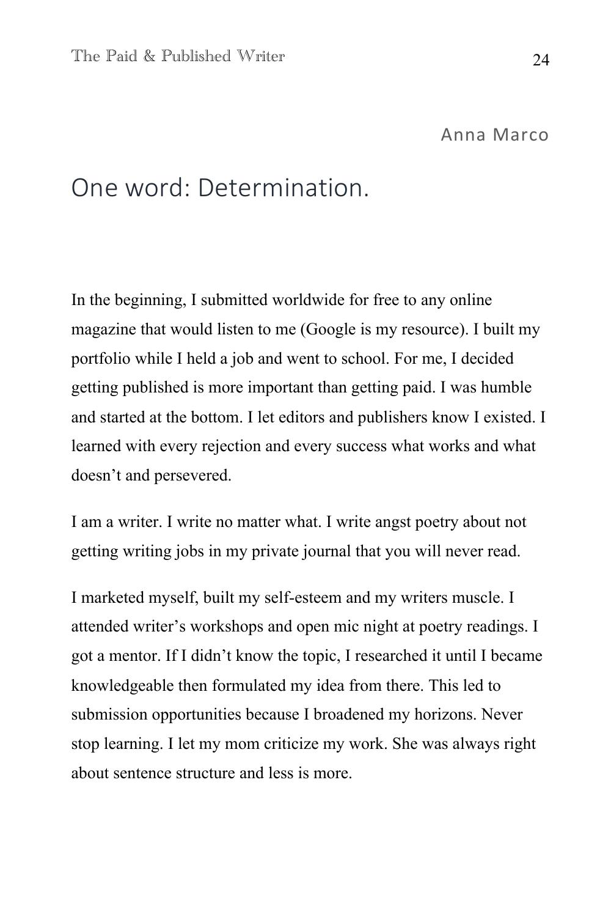Anna Marco

## One word: Determination.

In the beginning, I submitted worldwide for free to any online magazine that would listen to me (Google is my resource). I built my portfolio while I held a job and went to school. For me, I decided getting published is more important than getting paid. I was humble and started at the bottom. I let editors and publishers know I existed. I learned with every rejection and every success what works and what doesn't and persevered.

I am a writer. I write no matter what. I write angst poetry about not getting writing jobs in my private journal that you will never read.

I marketed myself, built my self-esteem and my writers muscle. I attended writer's workshops and open mic night at poetry readings. I got a mentor. If I didn't know the topic, I researched it until I became knowledgeable then formulated my idea from there. This led to submission opportunities because I broadened my horizons. Never stop learning. I let my mom criticize my work. She was always right about sentence structure and less is more.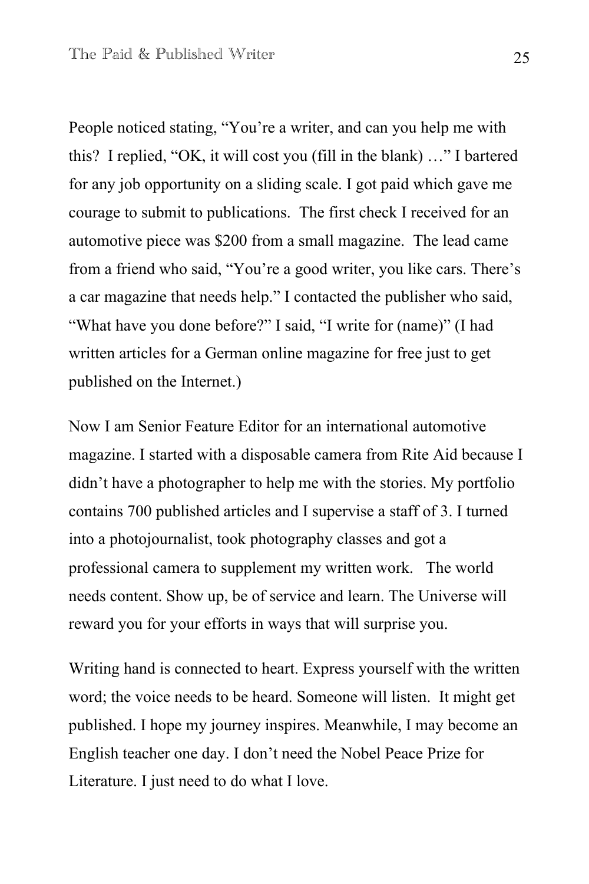People noticed stating, "You're a writer, and can you help me with this? I replied, "OK, it will cost you (fill in the blank) …" I bartered for any job opportunity on a sliding scale. I got paid which gave me courage to submit to publications. The first check I received for an automotive piece was $200 from a small magazine. The lead came from a friend who said, "You're a good writer, you like cars. There's a car magazine that needs help." I contacted the publisher who said, "What have you done before?" I said, "I write for (name)" (I had written articles for a German online magazine for free just to get published on the Internet.)

Now I am Senior Feature Editor for an international automotive magazine. I started with a disposable camera from Rite Aid because I didn't have a photographer to help me with the stories. My portfolio contains 700 published articles and I supervise a staff of 3. I turned into a photojournalist, took photography classes and got a professional camera to supplement my written work. The world needs content. Show up, be of service and learn. The Universe will reward you for your efforts in ways that will surprise you.

Writing hand is connected to heart. Express yourself with the written word; the voice needs to be heard. Someone will listen. It might get published. I hope my journey inspires. Meanwhile, I may become an English teacher one day. I don't need the Nobel Peace Prize for Literature. I just need to do what I love.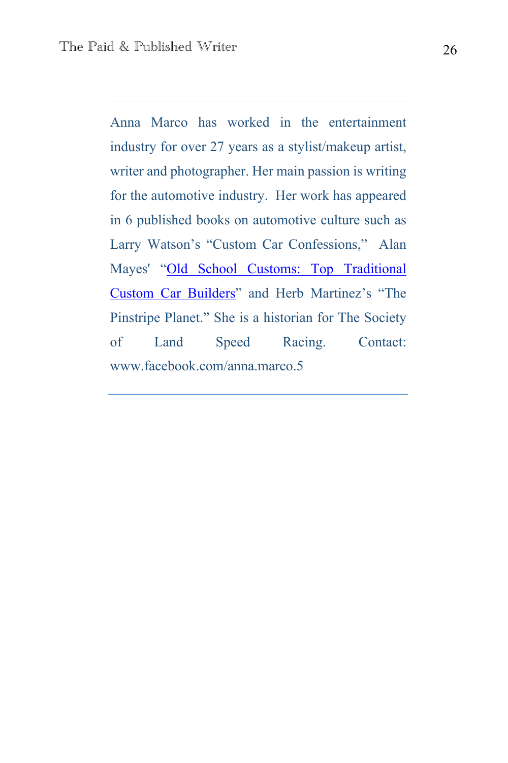---

Anna Marco has worked in the entertainment industry for over 27 years as a stylist/makeup artist, writer and photographer. Her main passion is writing for the automotive industry. Her work has appeared in 6 published books on automotive culture such as Larry Watson's "Custom Car Confessions," Alan Mayes' "Old School Customs: Top Traditional Custom Car Builders" and Herb Martinez's "The Pinstripe Planet." She is a historian for The Society of Land Speed Racing. Contact: www.facebook.com/anna.marco.5

---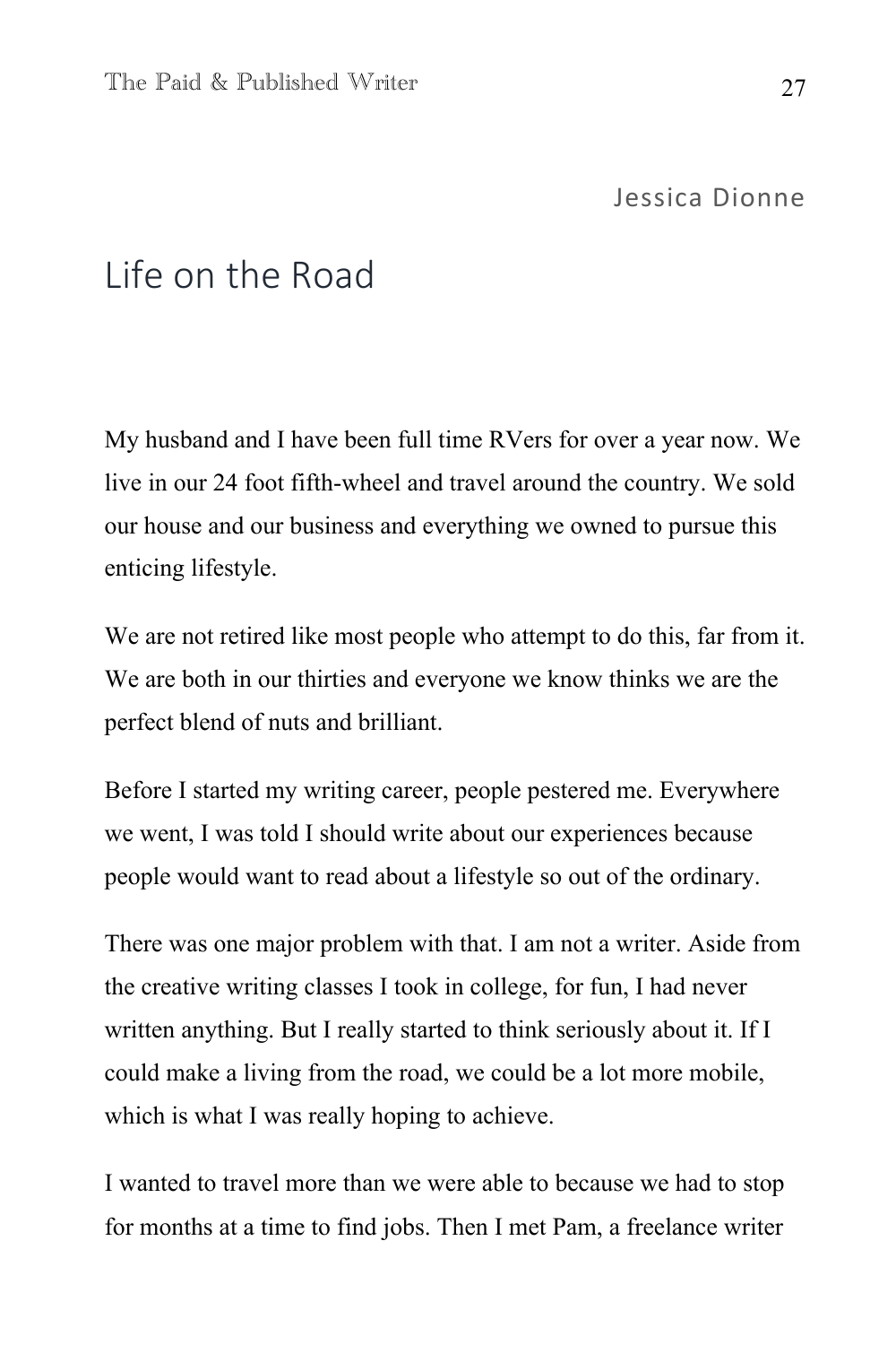Jessica Dionne

# Life on the Road

My husband and I have been full time RVers for over a year now. We live in our 24 foot fifth-wheel and travel around the country. We sold our house and our business and everything we owned to pursue this enticing lifestyle.

We are not retired like most people who attempt to do this, far from it. We are both in our thirties and everyone we know thinks we are the perfect blend of nuts and brilliant.

Before I started my writing career, people pestered me. Everywhere we went, I was told I should write about our experiences because people would want to read about a lifestyle so out of the ordinary.

There was one major problem with that. I am not a writer. Aside from the creative writing classes I took in college, for fun, I had never written anything. But I really started to think seriously about it. If I could make a living from the road, we could be a lot more mobile, which is what I was really hoping to achieve.

I wanted to travel more than we were able to because we had to stop for months at a time to find jobs. Then I met Pam, a freelance writer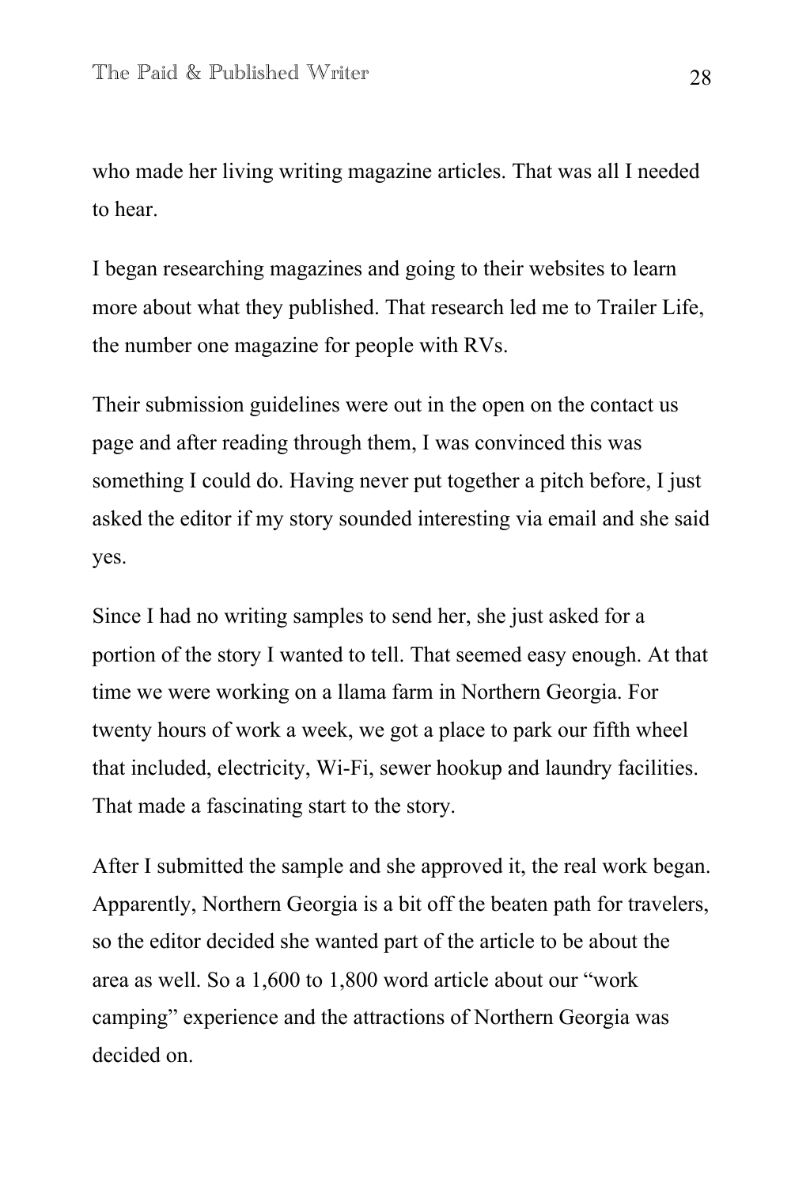who made her living writing magazine articles. That was all I needed to hear.

I began researching magazines and going to their websites to learn more about what they published. That research led me to Trailer Life, the number one magazine for people with RVs.

Their submission guidelines were out in the open on the contact us page and after reading through them, I was convinced this was something I could do. Having never put together a pitch before, I just asked the editor if my story sounded interesting via email and she said yes.

Since I had no writing samples to send her, she just asked for a portion of the story I wanted to tell. That seemed easy enough. At that time we were working on a llama farm in Northern Georgia. For twenty hours of work a week, we got a place to park our fifth wheel that included, electricity, Wi-Fi, sewer hookup and laundry facilities. That made a fascinating start to the story.

After I submitted the sample and she approved it, the real work began. Apparently, Northern Georgia is a bit off the beaten path for travelers, so the editor decided she wanted part of the article to be about the area as well. So a 1,600 to 1,800 word article about our "work camping" experience and the attractions of Northern Georgia was decided on.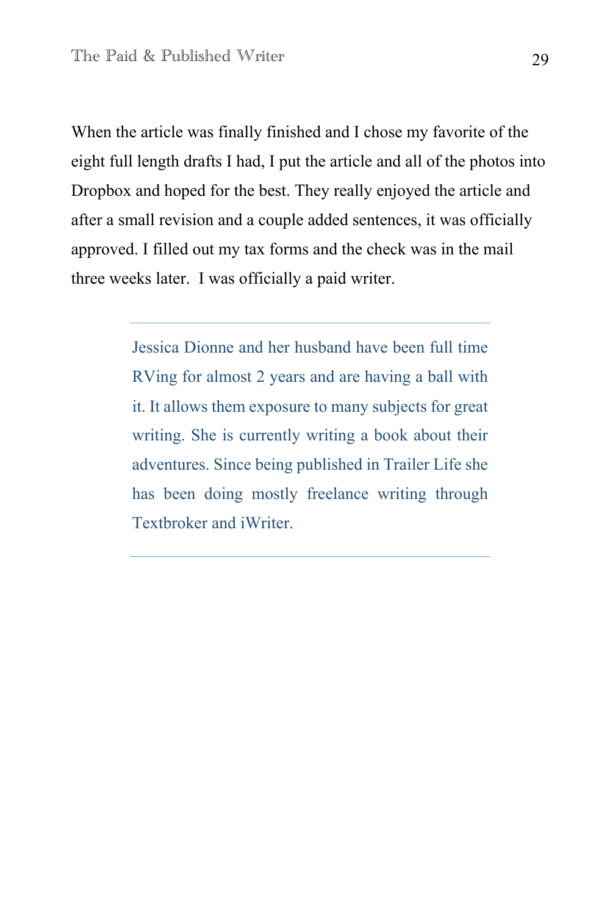When the article was finally finished and I chose my favorite of the eight full length drafts I had, I put the article and all of the photos into Dropbox and hoped for the best. They really enjoyed the article and after a small revision and a couple added sentences, it was officially approved. I filled out my tax forms and the check was in the mail three weeks later. I was officially a paid writer.

---

Jessica Dionne and her husband have been full time RVing for almost 2 years and are having a ball with it. It allows them exposure to many subjects for great writing. She is currently writing a book about their adventures. Since being published in Trailer Life she has been doing mostly freelance writing through Textbroker and iWriter.

---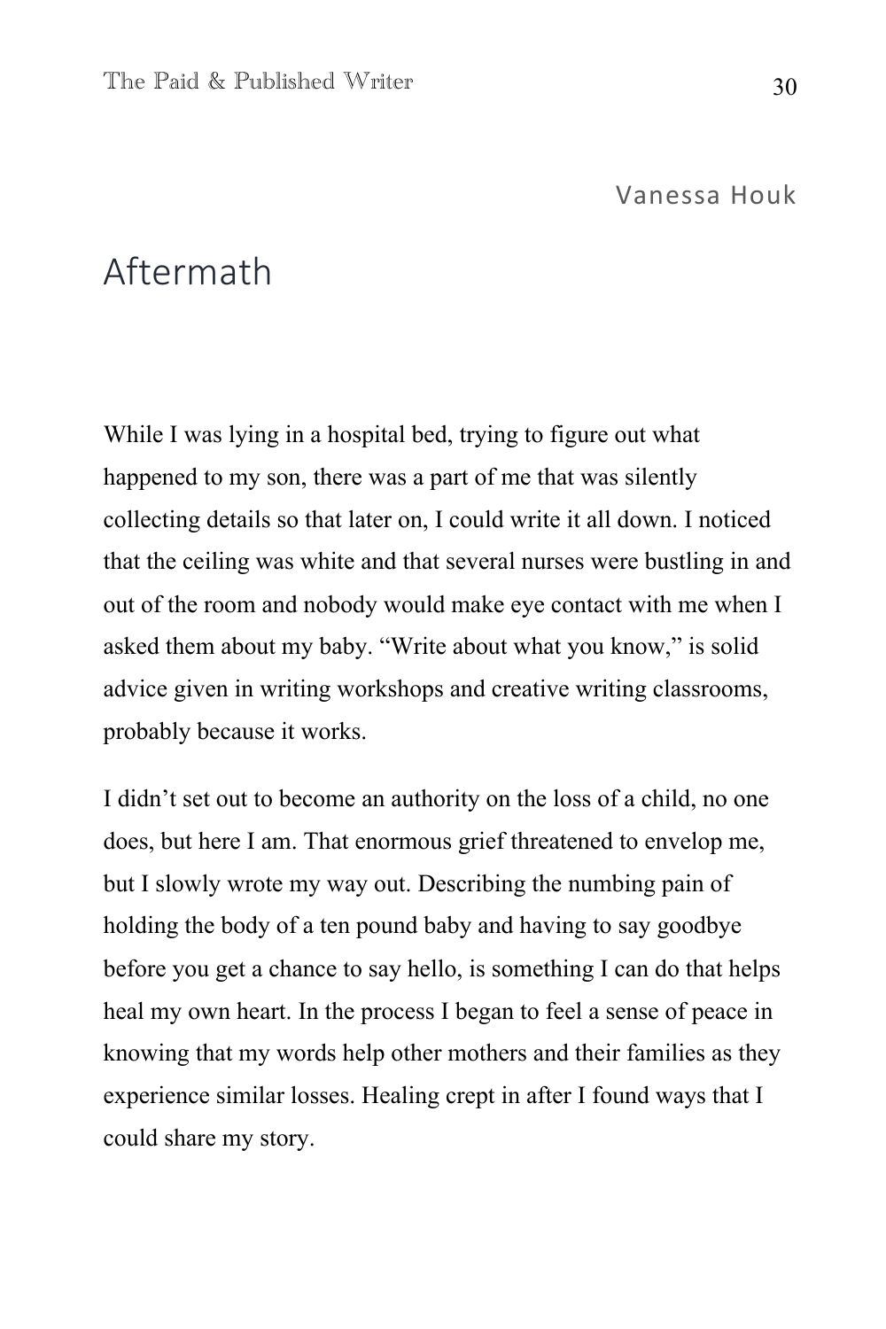Vanessa Houk

# Aftermath

While I was lying in a hospital bed, trying to figure out what happened to my son, there was a part of me that was silently collecting details so that later on, I could write it all down. I noticed that the ceiling was white and that several nurses were bustling in and out of the room and nobody would make eye contact with me when I asked them about my baby. "Write about what you know," is solid advice given in writing workshops and creative writing classrooms, probably because it works.

I didn't set out to become an authority on the loss of a child, no one does, but here I am. That enormous grief threatened to envelop me, but I slowly wrote my way out. Describing the numbing pain of holding the body of a ten pound baby and having to say goodbye before you get a chance to say hello, is something I can do that helps heal my own heart. In the process I began to feel a sense of peace in knowing that my words help other mothers and their families as they experience similar losses. Healing crept in after I found ways that I could share my story.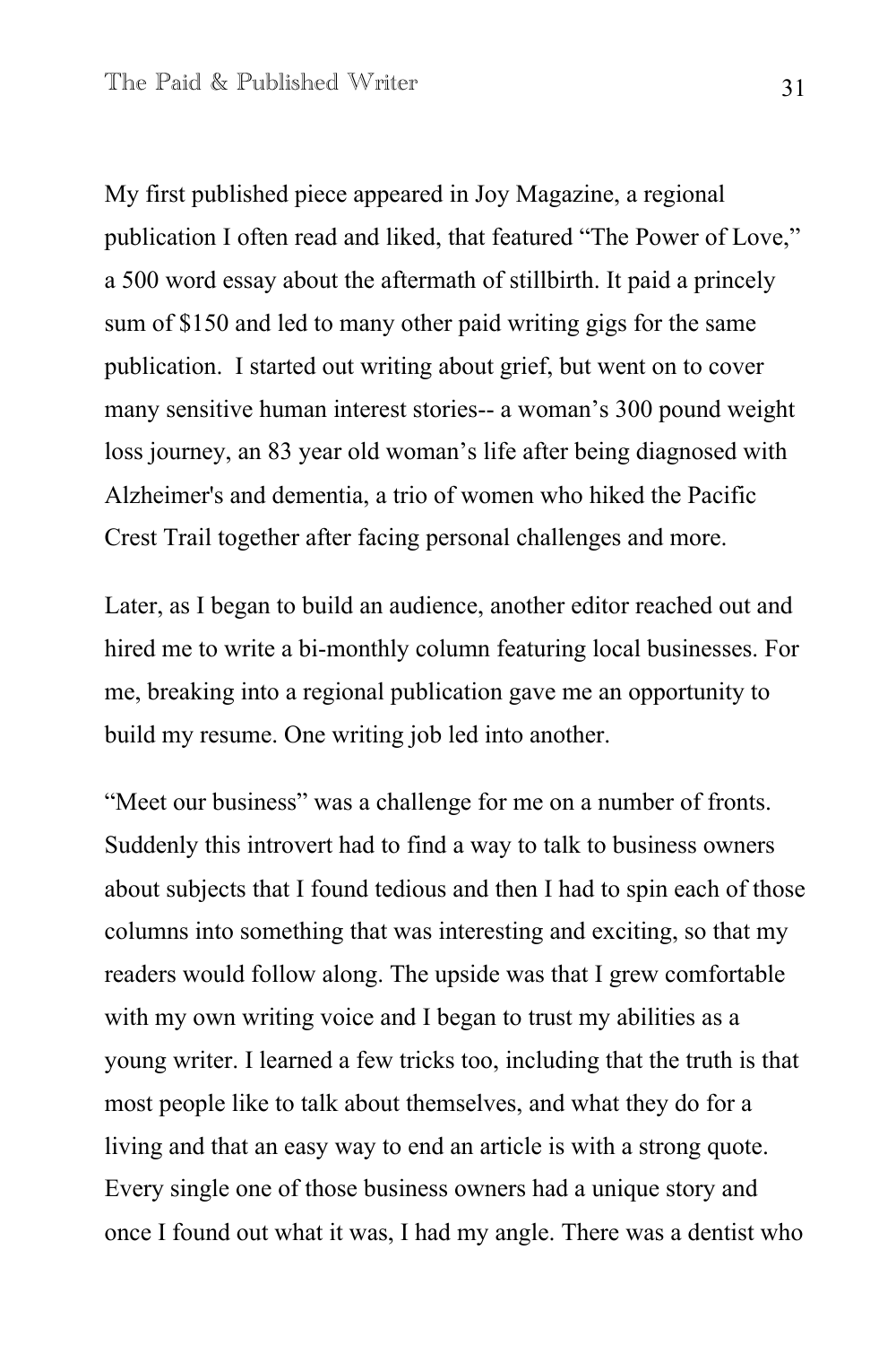My first published piece appeared in Joy Magazine, a regional publication I often read and liked, that featured “The Power of Love,” a 500 word essay about the aftermath of stillbirth. It paid a princely sum of $150 and led to many other paid writing gigs for the same publication.  I started out writing about grief, but went on to cover many sensitive human interest stories-- a woman’s 300 pound weight loss journey, an 83 year old woman’s life after being diagnosed with Alzheimer's and dementia, a trio of women who hiked the Pacific Crest Trail together after facing personal challenges and more.

Later, as I began to build an audience, another editor reached out and hired me to write a bi-monthly column featuring local businesses. For me, breaking into a regional publication gave me an opportunity to build my resume. One writing job led into another.

“Meet our business” was a challenge for me on a number of fronts. Suddenly this introvert had to find a way to talk to business owners about subjects that I found tedious and then I had to spin each of those columns into something that was interesting and exciting, so that my readers would follow along. The upside was that I grew comfortable with my own writing voice and I began to trust my abilities as a young writer. I learned a few tricks too, including that the truth is that most people like to talk about themselves, and what they do for a living and that an easy way to end an article is with a strong quote. Every single one of those business owners had a unique story and once I found out what it was, I had my angle. There was a dentist who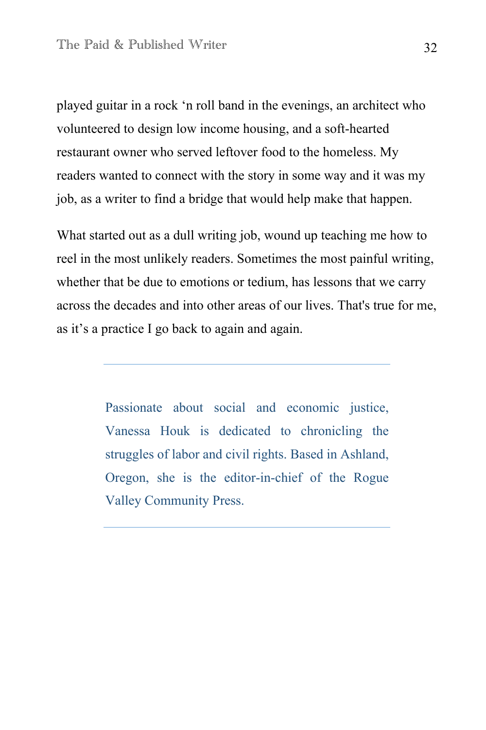played guitar in a rock ‘n roll band in the evenings, an architect who volunteered to design low income housing, and a soft-hearted restaurant owner who served leftover food to the homeless. My readers wanted to connect with the story in some way and it was my job, as a writer to find a bridge that would help make that happen.

What started out as a dull writing job, wound up teaching me how to reel in the most unlikely readers. Sometimes the most painful writing, whether that be due to emotions or tedium, has lessons that we carry across the decades and into other areas of our lives. That's true for me, as it’s a practice I go back to again and again.

---

> Passionate about social and economic justice, Vanessa Houk is dedicated to chronicling the struggles of labor and civil rights. Based in Ashland, Oregon, she is the editor-in-chief of the Rogue Valley Community Press.

---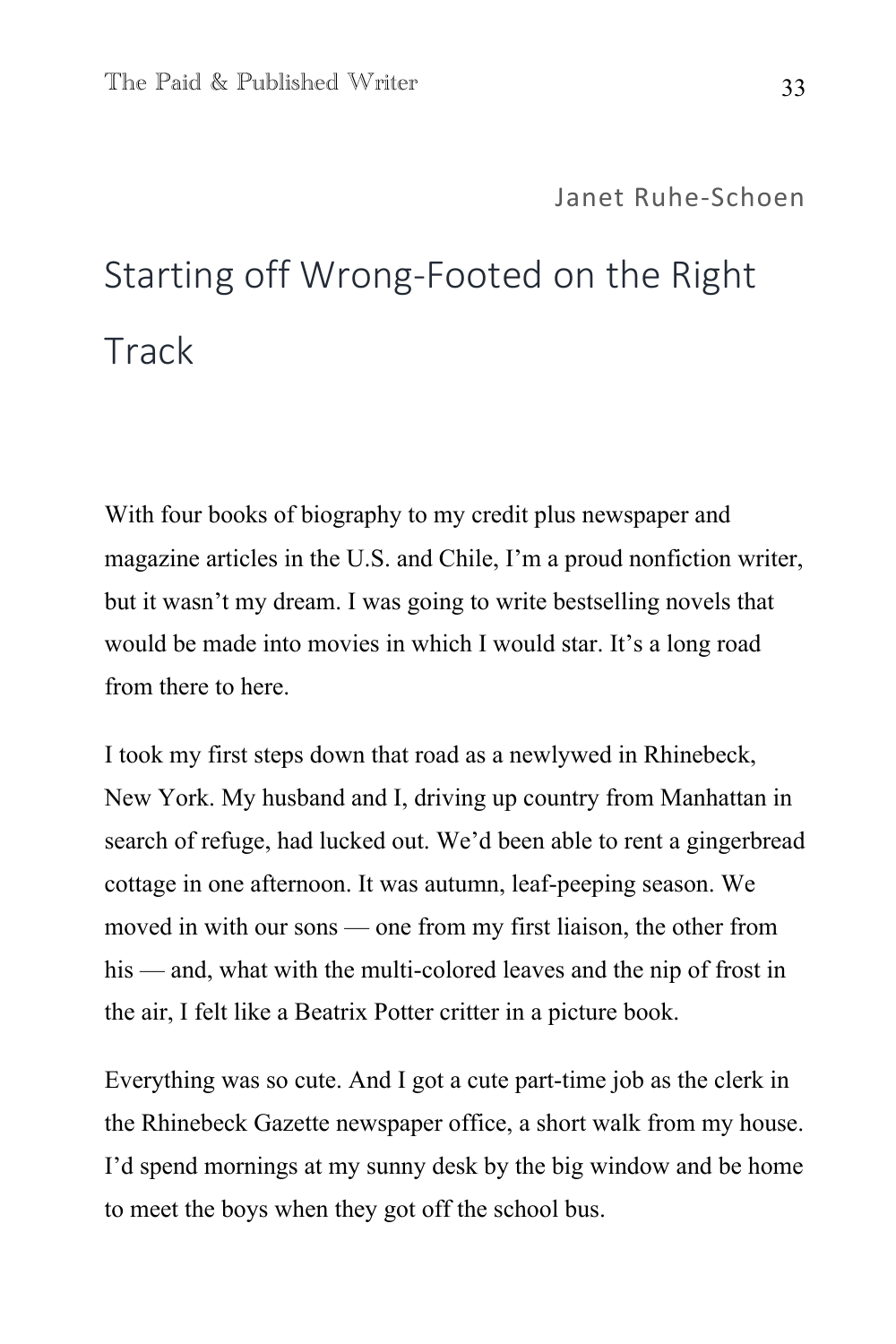Janet Ruhe-Schoen

# Starting off Wrong-Footed on the Right Track

With four books of biography to my credit plus newspaper and magazine articles in the U.S. and Chile, I'm a proud nonfiction writer, but it wasn't my dream. I was going to write bestselling novels that would be made into movies in which I would star. It's a long road from there to here.

I took my first steps down that road as a newlywed in Rhinebeck, New York. My husband and I, driving up country from Manhattan in search of refuge, had lucked out. We'd been able to rent a gingerbread cottage in one afternoon. It was autumn, leaf-peeping season. We moved in with our sons — one from my first liaison, the other from his — and, what with the multi-colored leaves and the nip of frost in the air, I felt like a Beatrix Potter critter in a picture book.

Everything was so cute. And I got a cute part-time job as the clerk in the Rhinebeck Gazette newspaper office, a short walk from my house. I'd spend mornings at my sunny desk by the big window and be home to meet the boys when they got off the school bus.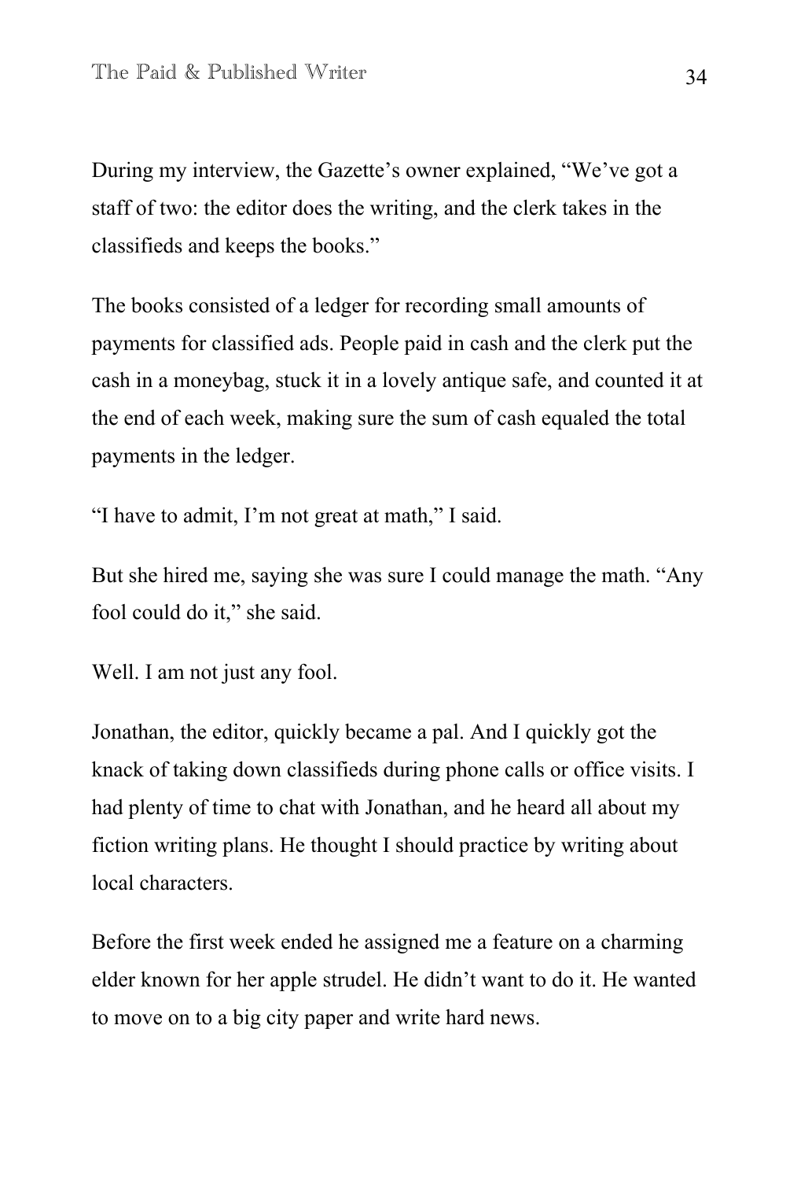During my interview, the Gazette's owner explained, "We've got a staff of two: the editor does the writing, and the clerk takes in the classifieds and keeps the books."

The books consisted of a ledger for recording small amounts of payments for classified ads. People paid in cash and the clerk put the cash in a moneybag, stuck it in a lovely antique safe, and counted it at the end of each week, making sure the sum of cash equaled the total payments in the ledger.

"I have to admit, I'm not great at math," I said.

But she hired me, saying she was sure I could manage the math. "Any fool could do it," she said.

Well. I am not just any fool.

Jonathan, the editor, quickly became a pal. And I quickly got the knack of taking down classifieds during phone calls or office visits. I had plenty of time to chat with Jonathan, and he heard all about my fiction writing plans. He thought I should practice by writing about local characters.

Before the first week ended he assigned me a feature on a charming elder known for her apple strudel. He didn't want to do it. He wanted to move on to a big city paper and write hard news.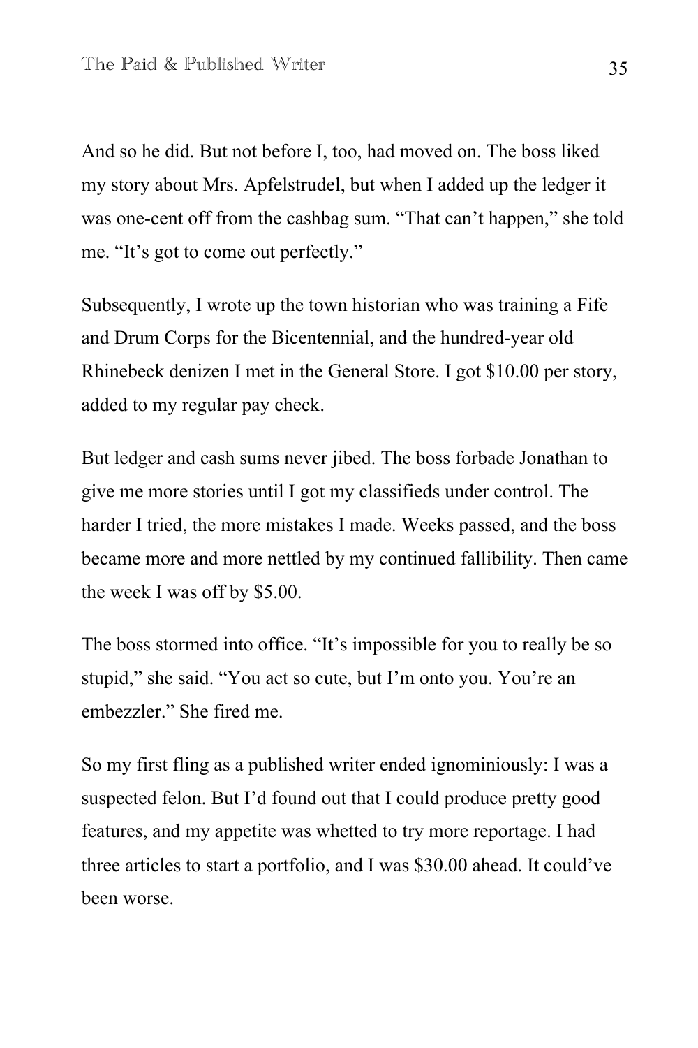And so he did. But not before I, too, had moved on. The boss liked my story about Mrs. Apfelstrudel, but when I added up the ledger it was one-cent off from the cashbag sum. “That can’t happen,” she told me. “It’s got to come out perfectly.”

Subsequently, I wrote up the town historian who was training a Fife and Drum Corps for the Bicentennial, and the hundred-year old Rhinebeck denizen I met in the General Store. I got $10.00 per story, added to my regular pay check.

But ledger and cash sums never jibed. The boss forbade Jonathan to give me more stories until I got my classifieds under control. The harder I tried, the more mistakes I made. Weeks passed, and the boss became more and more nettled by my continued fallibility. Then came the week I was off by $5.00.

The boss stormed into office. “It’s impossible for you to really be so stupid,” she said. “You act so cute, but I’m onto you. You’re an embezzler.” She fired me.

So my first fling as a published writer ended ignominiously: I was a suspected felon. But I’d found out that I could produce pretty good features, and my appetite was whetted to try more reportage. I had three articles to start a portfolio, and I was $30.00 ahead. It could’ve been worse.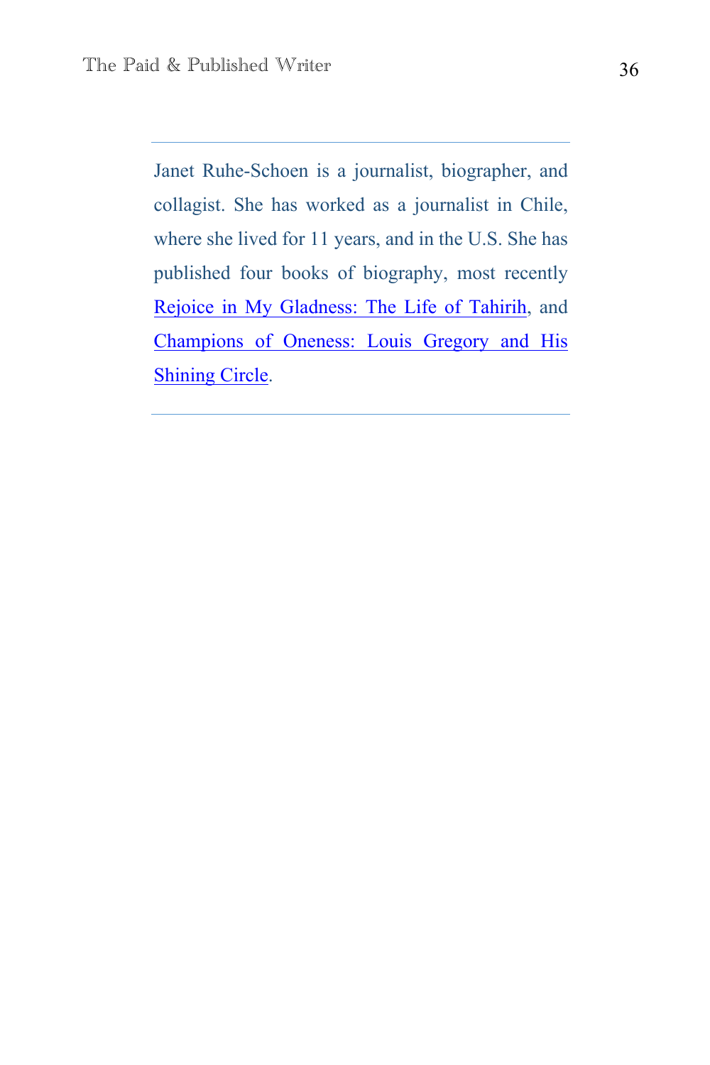---

Janet Ruhe-Schoen is a journalist, biographer, and collagist. She has worked as a journalist in Chile, where she lived for 11 years, and in the U.S. She has published four books of biography, most recently Rejoice in My Gladness: The Life of Tahirih, and Champions of Oneness: Louis Gregory and His Shining Circle.

---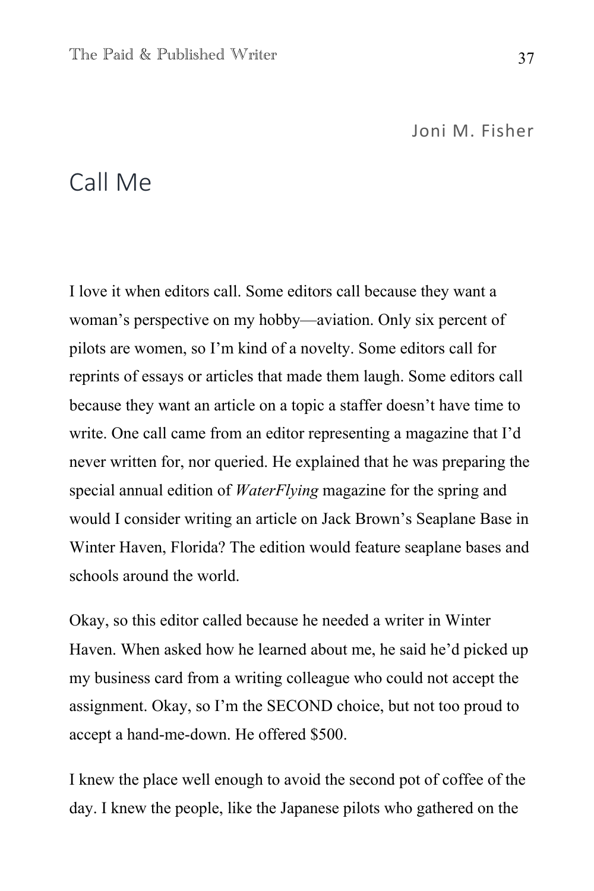Joni M. Fisher

# Call Me

I love it when editors call. Some editors call because they want a woman's perspective on my hobby—aviation. Only six percent of pilots are women, so I'm kind of a novelty. Some editors call for reprints of essays or articles that made them laugh. Some editors call because they want an article on a topic a staffer doesn't have time to write. One call came from an editor representing a magazine that I'd never written for, nor queried. He explained that he was preparing the special annual edition of *WaterFlying* magazine for the spring and would I consider writing an article on Jack Brown's Seaplane Base in Winter Haven, Florida? The edition would feature seaplane bases and schools around the world.

Okay, so this editor called because he needed a writer in Winter Haven. When asked how he learned about me, he said he'd picked up my business card from a writing colleague who could not accept the assignment. Okay, so I'm the SECOND choice, but not too proud to accept a hand-me-down. He offered $500.

I knew the place well enough to avoid the second pot of coffee of the day. I knew the people, like the Japanese pilots who gathered on the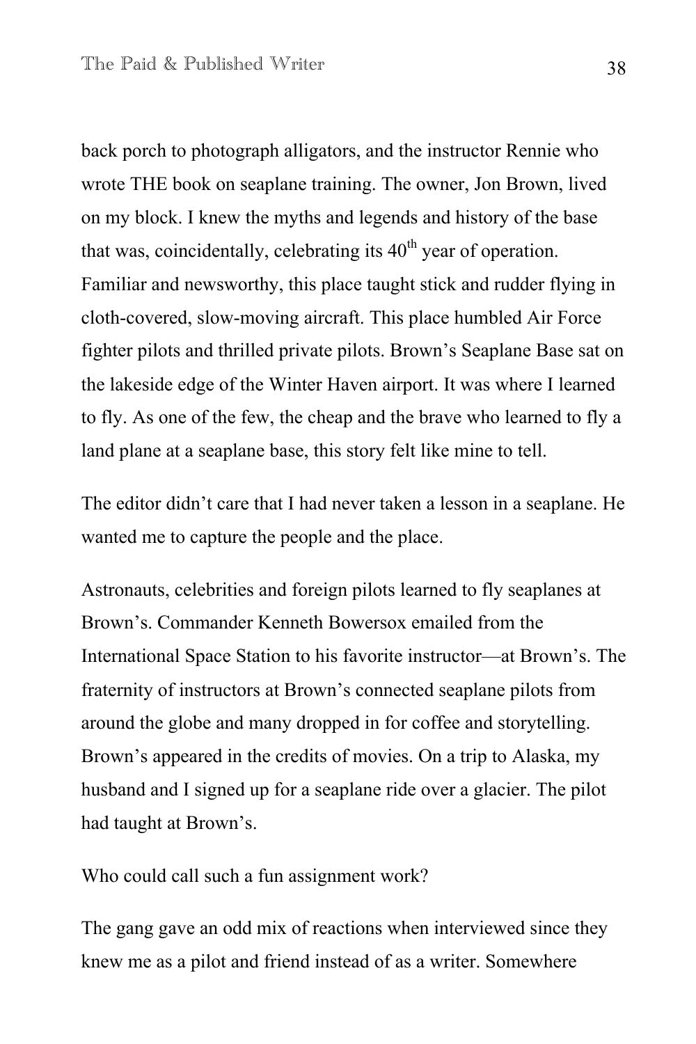back porch to photograph alligators, and the instructor Rennie who wrote THE book on seaplane training. The owner, Jon Brown, lived on my block. I knew the myths and legends and history of the base that was, coincidentally, celebrating its 40th year of operation. Familiar and newsworthy, this place taught stick and rudder flying in cloth-covered, slow-moving aircraft. This place humbled Air Force fighter pilots and thrilled private pilots. Brown's Seaplane Base sat on the lakeside edge of the Winter Haven airport. It was where I learned to fly. As one of the few, the cheap and the brave who learned to fly a land plane at a seaplane base, this story felt like mine to tell.

The editor didn't care that I had never taken a lesson in a seaplane. He wanted me to capture the people and the place.

Astronauts, celebrities and foreign pilots learned to fly seaplanes at Brown's. Commander Kenneth Bowersox emailed from the International Space Station to his favorite instructor—at Brown's. The fraternity of instructors at Brown's connected seaplane pilots from around the globe and many dropped in for coffee and storytelling. Brown's appeared in the credits of movies. On a trip to Alaska, my husband and I signed up for a seaplane ride over a glacier. The pilot had taught at Brown's.

Who could call such a fun assignment work?

The gang gave an odd mix of reactions when interviewed since they knew me as a pilot and friend instead of as a writer. Somewhere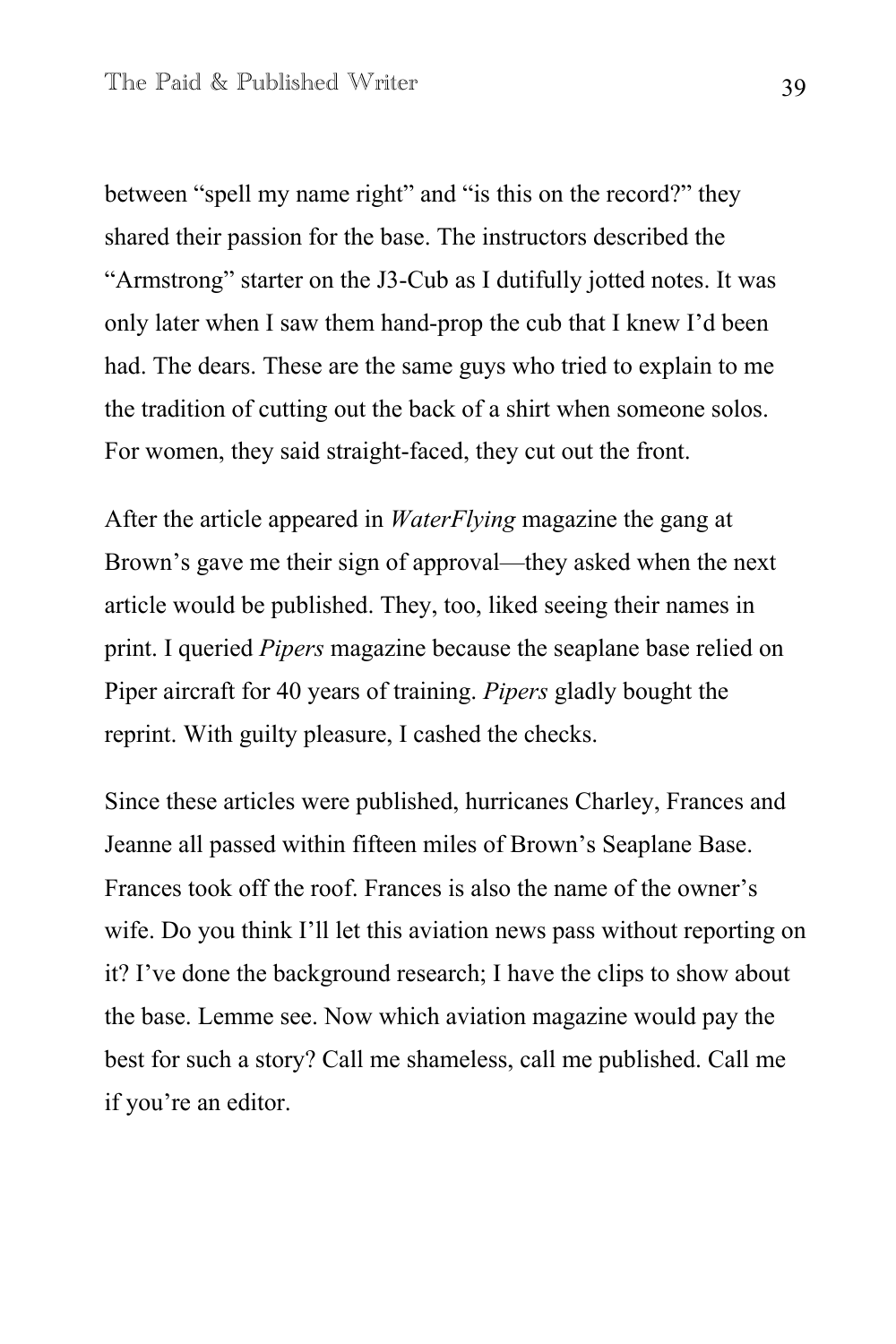between "spell my name right" and "is this on the record?" they shared their passion for the base. The instructors described the "Armstrong" starter on the J3-Cub as I dutifully jotted notes. It was only later when I saw them hand-prop the cub that I knew I'd been had. The dears. These are the same guys who tried to explain to me the tradition of cutting out the back of a shirt when someone solos. For women, they said straight-faced, they cut out the front.

After the article appeared in *WaterFlying* magazine the gang at Brown's gave me their sign of approval—they asked when the next article would be published. They, too, liked seeing their names in print. I queried *Pipers* magazine because the seaplane base relied on Piper aircraft for 40 years of training. *Pipers* gladly bought the reprint. With guilty pleasure, I cashed the checks.

Since these articles were published, hurricanes Charley, Frances and Jeanne all passed within fifteen miles of Brown's Seaplane Base. Frances took off the roof. Frances is also the name of the owner's wife. Do you think I'll let this aviation news pass without reporting on it? I've done the background research; I have the clips to show about the base. Lemme see. Now which aviation magazine would pay the best for such a story? Call me shameless, call me published. Call me if you're an editor.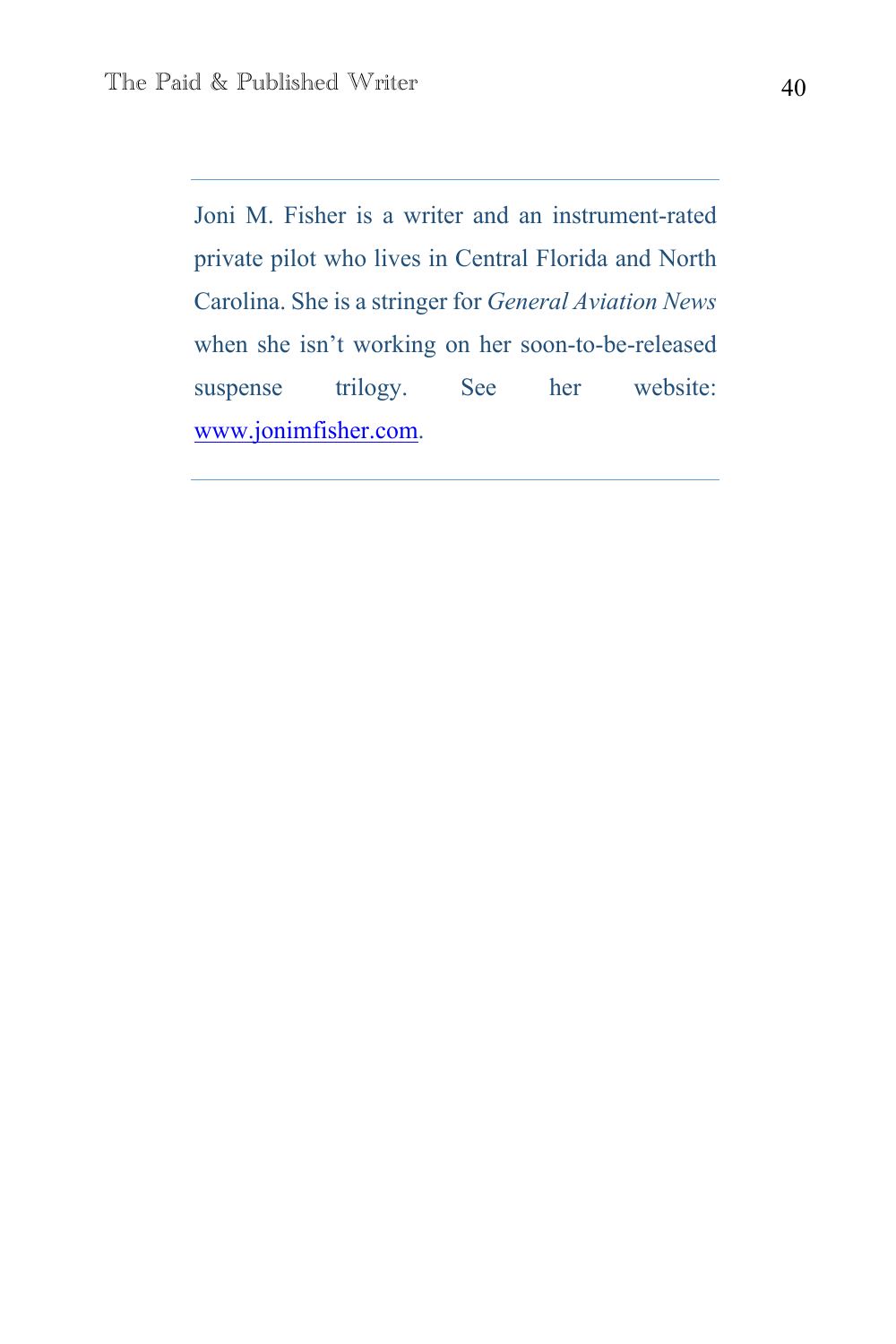---

Joni M. Fisher is a writer and an instrument-rated private pilot who lives in Central Florida and North Carolina. She is a stringer for *General Aviation News* when she isn't working on her soon-to-be-released suspense trilogy. See her website: www.jonimfisher.com.

---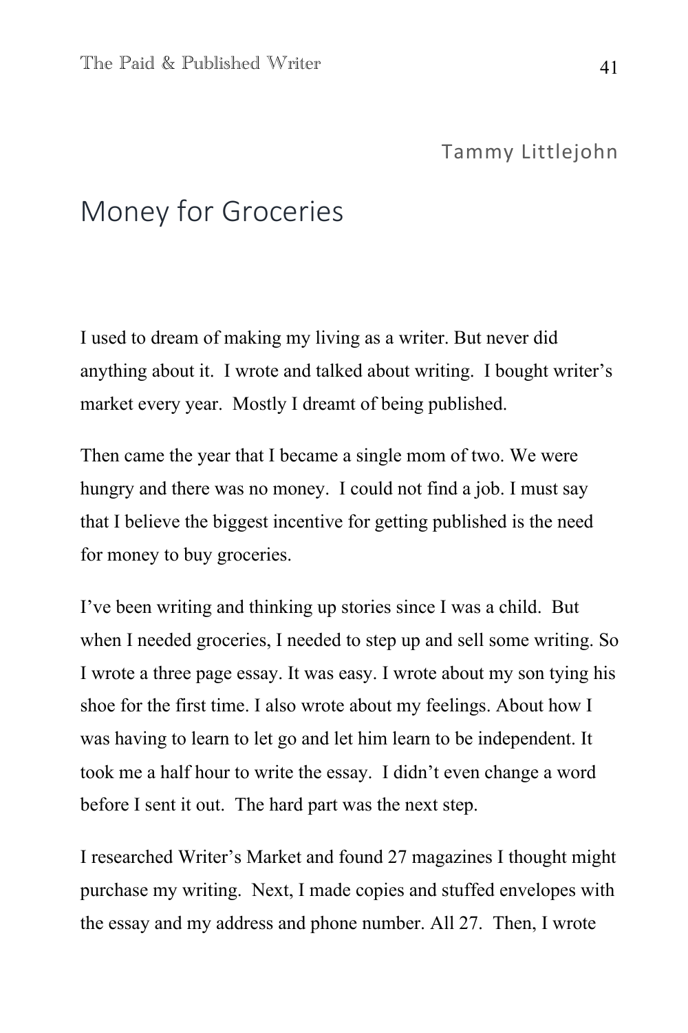Tammy Littlejohn

# Money for Groceries

I used to dream of making my living as a writer. But never did anything about it. I wrote and talked about writing. I bought writer's market every year. Mostly I dreamt of being published.

Then came the year that I became a single mom of two. We were hungry and there was no money. I could not find a job. I must say that I believe the biggest incentive for getting published is the need for money to buy groceries.

I've been writing and thinking up stories since I was a child. But when I needed groceries, I needed to step up and sell some writing. So I wrote a three page essay. It was easy. I wrote about my son tying his shoe for the first time. I also wrote about my feelings. About how I was having to learn to let go and let him learn to be independent. It took me a half hour to write the essay. I didn't even change a word before I sent it out. The hard part was the next step.

I researched Writer's Market and found 27 magazines I thought might purchase my writing. Next, I made copies and stuffed envelopes with the essay and my address and phone number. All 27. Then, I wrote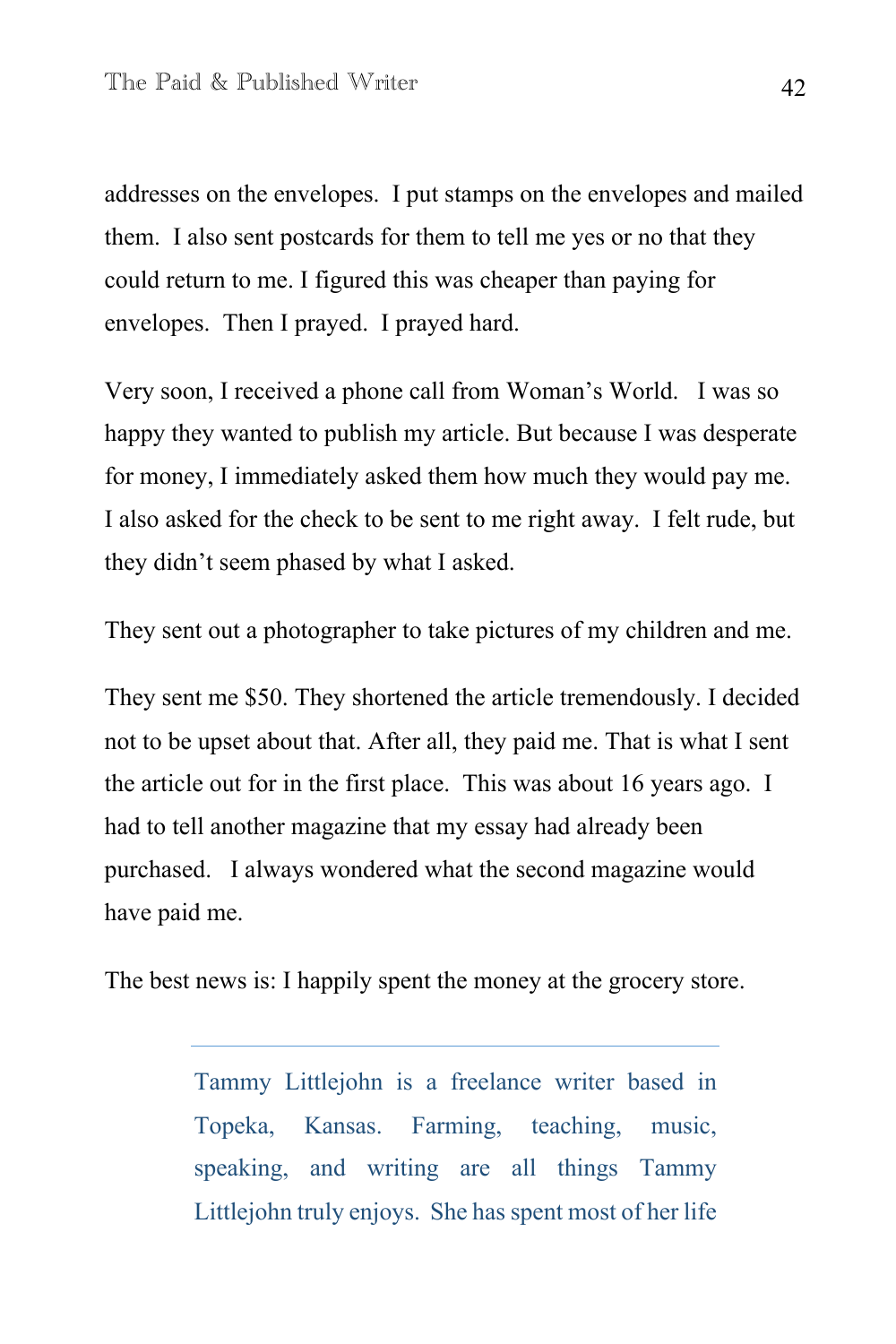addresses on the envelopes. I put stamps on the envelopes and mailed them. I also sent postcards for them to tell me yes or no that they could return to me. I figured this was cheaper than paying for envelopes. Then I prayed. I prayed hard.

Very soon, I received a phone call from Woman's World. I was so happy they wanted to publish my article. But because I was desperate for money, I immediately asked them how much they would pay me. I also asked for the check to be sent to me right away. I felt rude, but they didn't seem phased by what I asked.

They sent out a photographer to take pictures of my children and me.

They sent me $50. They shortened the article tremendously. I decided not to be upset about that. After all, they paid me. That is what I sent the article out for in the first place. This was about 16 years ago. I had to tell another magazine that my essay had already been purchased. I always wondered what the second magazine would have paid me.

The best news is: I happily spent the money at the grocery store.

---

Tammy Littlejohn is a freelance writer based in Topeka, Kansas. Farming, teaching, music, speaking, and writing are all things Tammy Littlejohn truly enjoys. She has spent most of her life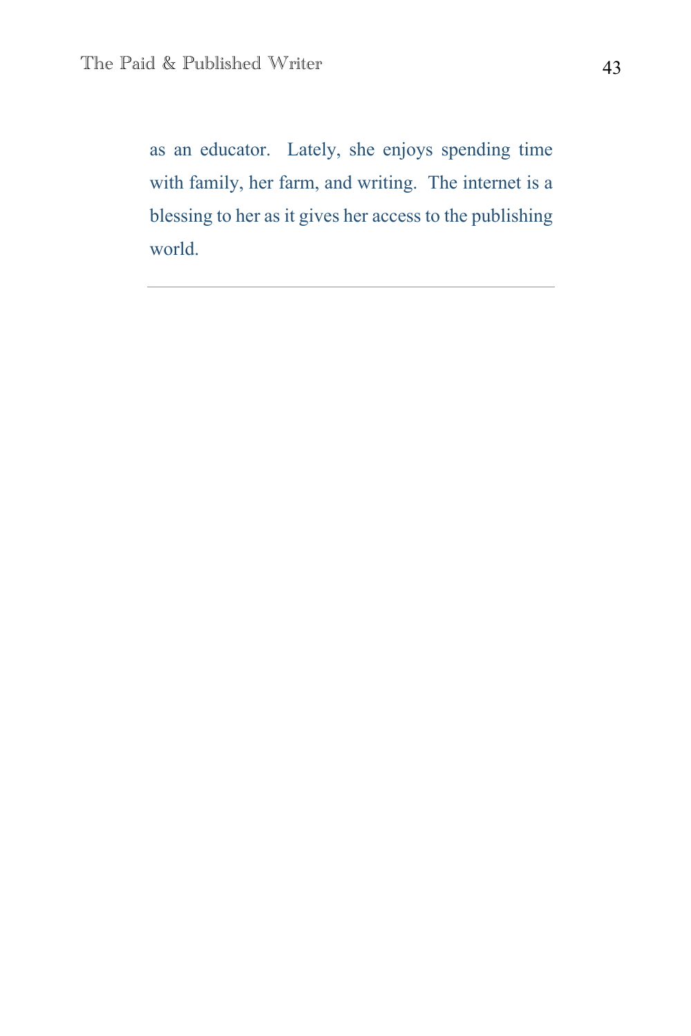as an educator. Lately, she enjoys spending time with family, her farm, and writing. The internet is a blessing to her as it gives her access to the publishing world.

---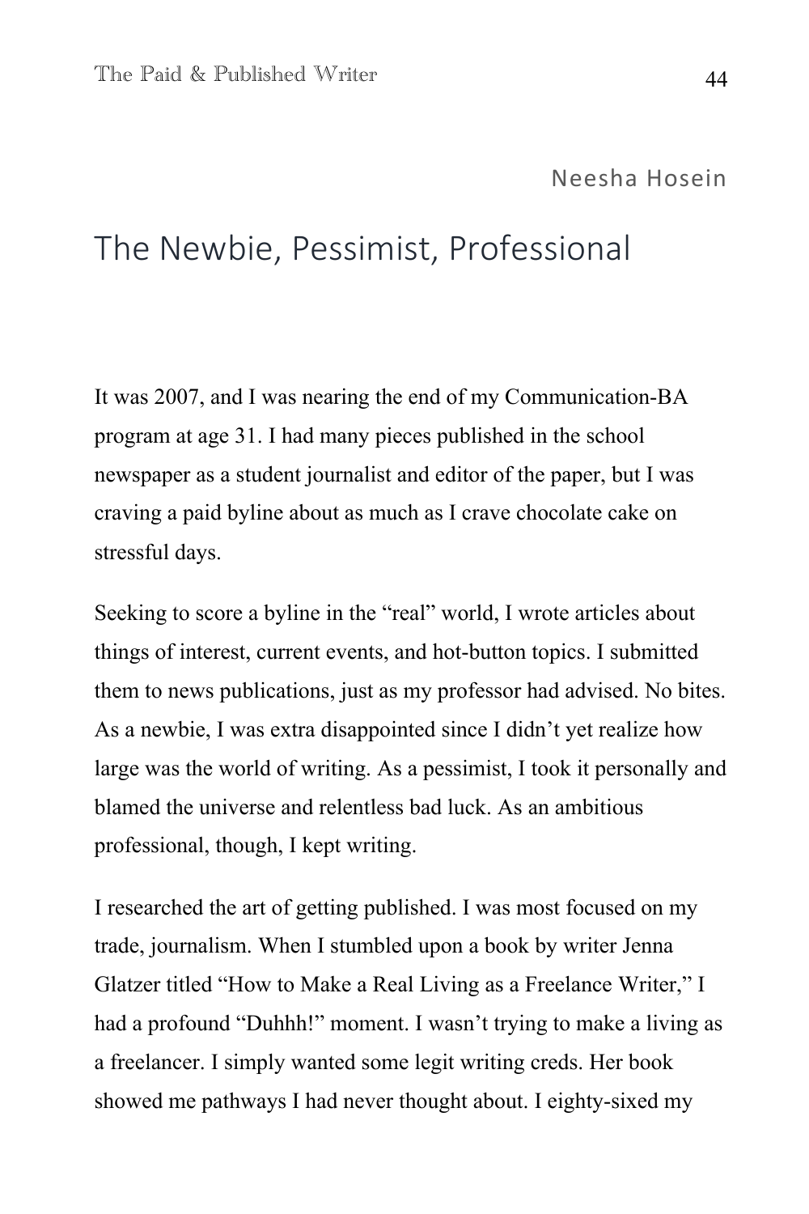Neesha Hosein

# The Newbie, Pessimist, Professional

It was 2007, and I was nearing the end of my Communication-BA program at age 31. I had many pieces published in the school newspaper as a student journalist and editor of the paper, but I was craving a paid byline about as much as I crave chocolate cake on stressful days.

Seeking to score a byline in the "real" world, I wrote articles about things of interest, current events, and hot-button topics. I submitted them to news publications, just as my professor had advised. No bites. As a newbie, I was extra disappointed since I didn't yet realize how large was the world of writing. As a pessimist, I took it personally and blamed the universe and relentless bad luck. As an ambitious professional, though, I kept writing.

I researched the art of getting published. I was most focused on my trade, journalism. When I stumbled upon a book by writer Jenna Glatzer titled "How to Make a Real Living as a Freelance Writer," I had a profound "Duhhh!" moment. I wasn't trying to make a living as a freelancer. I simply wanted some legit writing creds. Her book showed me pathways I had never thought about. I eighty-sixed my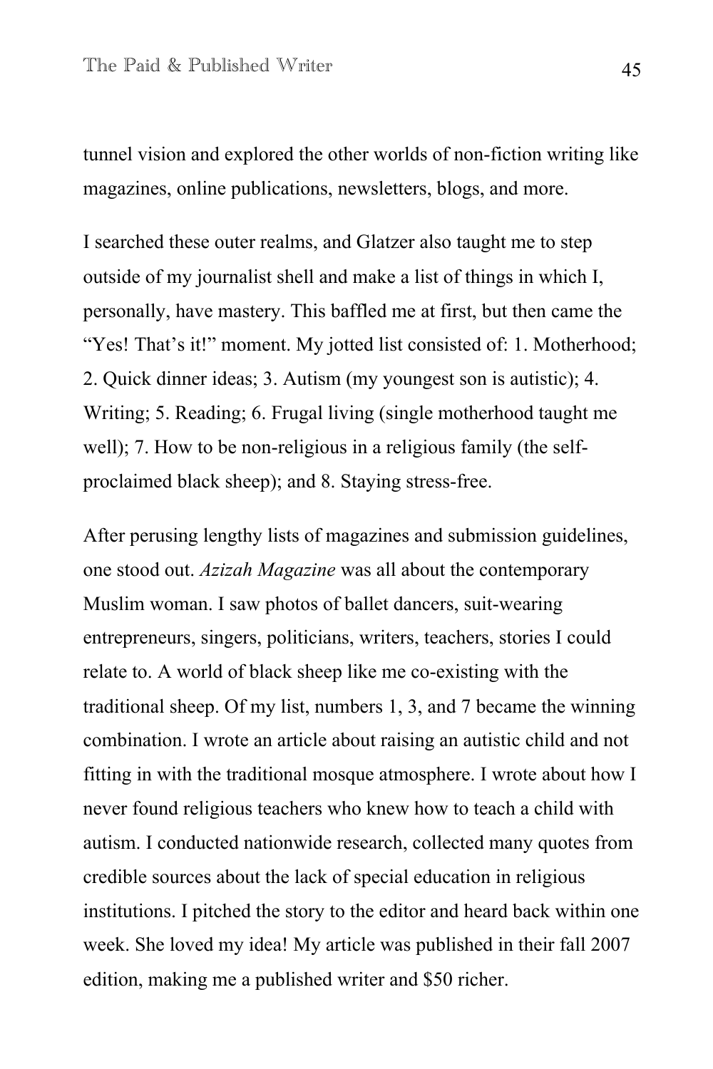tunnel vision and explored the other worlds of non-fiction writing like magazines, online publications, newsletters, blogs, and more.

I searched these outer realms, and Glatzer also taught me to step outside of my journalist shell and make a list of things in which I, personally, have mastery. This baffled me at first, but then came the "Yes! That's it!" moment. My jotted list consisted of: 1. Motherhood; 2. Quick dinner ideas; 3. Autism (my youngest son is autistic); 4. Writing; 5. Reading; 6. Frugal living (single motherhood taught me well); 7. How to be non-religious in a religious family (the self-proclaimed black sheep); and 8. Staying stress-free.

After perusing lengthy lists of magazines and submission guidelines, one stood out. *Azizah Magazine* was all about the contemporary Muslim woman. I saw photos of ballet dancers, suit-wearing entrepreneurs, singers, politicians, writers, teachers, stories I could relate to. A world of black sheep like me co-existing with the traditional sheep. Of my list, numbers 1, 3, and 7 became the winning combination. I wrote an article about raising an autistic child and not fitting in with the traditional mosque atmosphere. I wrote about how I never found religious teachers who knew how to teach a child with autism. I conducted nationwide research, collected many quotes from credible sources about the lack of special education in religious institutions. I pitched the story to the editor and heard back within one week. She loved my idea! My article was published in their fall 2007 edition, making me a published writer and $50 richer.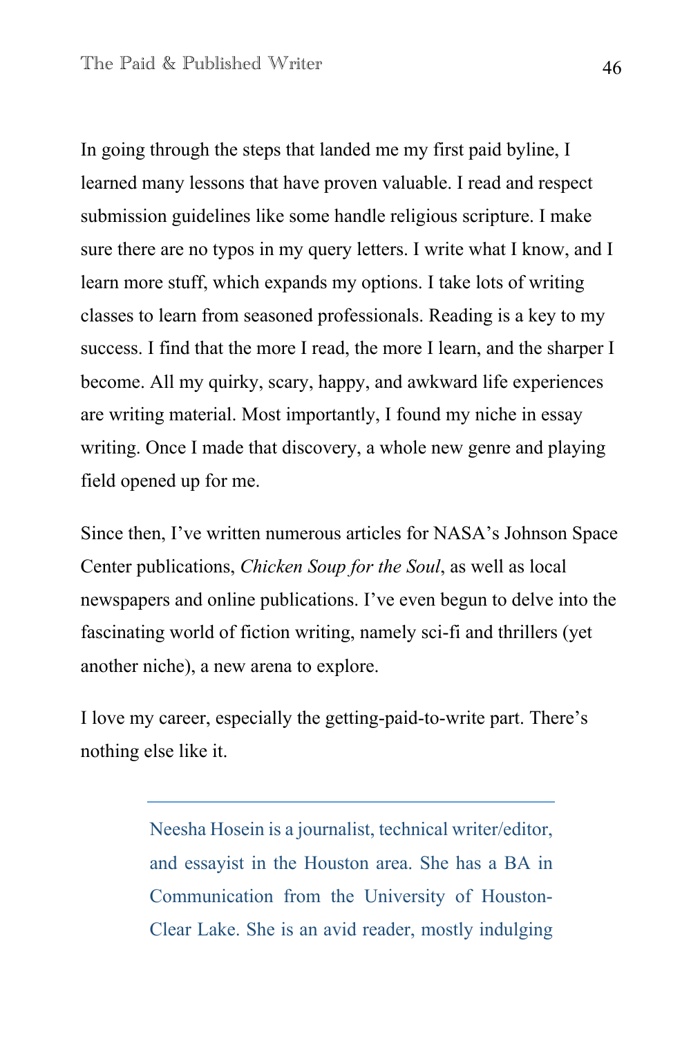In going through the steps that landed me my first paid byline, I learned many lessons that have proven valuable. I read and respect submission guidelines like some handle religious scripture. I make sure there are no typos in my query letters. I write what I know, and I learn more stuff, which expands my options. I take lots of writing classes to learn from seasoned professionals. Reading is a key to my success. I find that the more I read, the more I learn, and the sharper I become. All my quirky, scary, happy, and awkward life experiences are writing material. Most importantly, I found my niche in essay writing. Once I made that discovery, a whole new genre and playing field opened up for me.

Since then, I've written numerous articles for NASA's Johnson Space Center publications, *Chicken Soup for the Soul*, as well as local newspapers and online publications. I've even begun to delve into the fascinating world of fiction writing, namely sci-fi and thrillers (yet another niche), a new arena to explore.

I love my career, especially the getting-paid-to-write part. There's nothing else like it.

---

Neesha Hosein is a journalist, technical writer/editor, and essayist in the Houston area. She has a BA in Communication from the University of Houston-Clear Lake. She is an avid reader, mostly indulging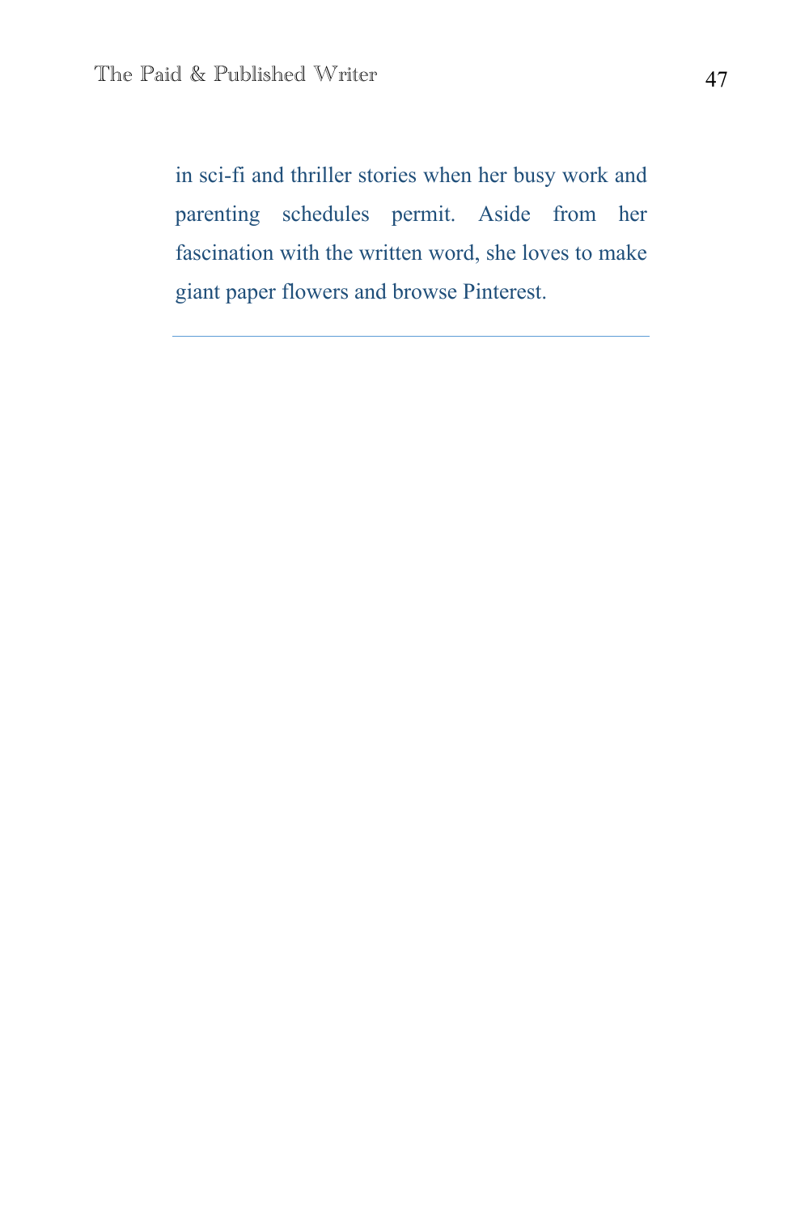in sci-fi and thriller stories when her busy work and parenting schedules permit. Aside from her fascination with the written word, she loves to make giant paper flowers and browse Pinterest.

---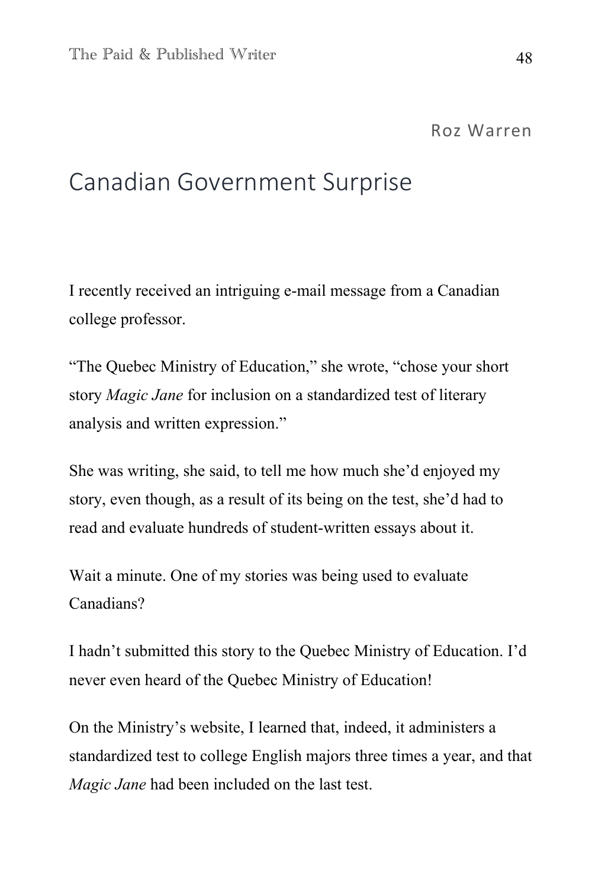Roz Warren

# Canadian Government Surprise

I recently received an intriguing e-mail message from a Canadian college professor.

"The Quebec Ministry of Education," she wrote, "chose your short story *Magic Jane* for inclusion on a standardized test of literary analysis and written expression."

She was writing, she said, to tell me how much she'd enjoyed my story, even though, as a result of its being on the test, she'd had to read and evaluate hundreds of student-written essays about it.

Wait a minute. One of my stories was being used to evaluate Canadians?

I hadn't submitted this story to the Quebec Ministry of Education. I'd never even heard of the Quebec Ministry of Education!

On the Ministry's website, I learned that, indeed, it administers a standardized test to college English majors three times a year, and that *Magic Jane* had been included on the last test.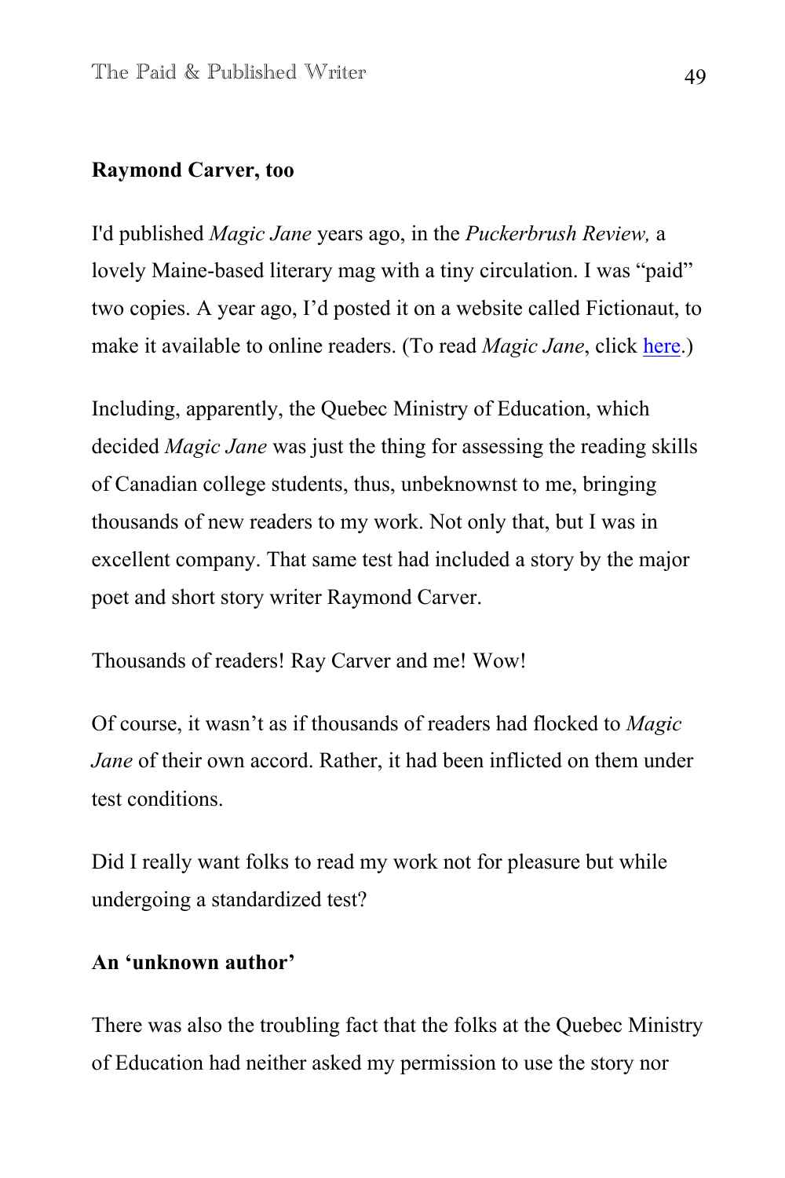**Raymond Carver, too**

I'd published *Magic Jane* years ago, in the *Puckerbrush Review,* a lovely Maine-based literary mag with a tiny circulation. I was "paid" two copies. A year ago, I'd posted it on a website called Fictionaut, to make it available to online readers. (To read *Magic Jane*, click [here](here).)

Including, apparently, the Quebec Ministry of Education, which decided *Magic Jane* was just the thing for assessing the reading skills of Canadian college students, thus, unbeknownst to me, bringing thousands of new readers to my work. Not only that, but I was in excellent company. That same test had included a story by the major poet and short story writer Raymond Carver.

Thousands of readers! Ray Carver and me! Wow!

Of course, it wasn't as if thousands of readers had flocked to *Magic Jane* of their own accord. Rather, it had been inflicted on them under test conditions.

Did I really want folks to read my work not for pleasure but while undergoing a standardized test?

**An 'unknown author'**

There was also the troubling fact that the folks at the Quebec Ministry of Education had neither asked my permission to use the story nor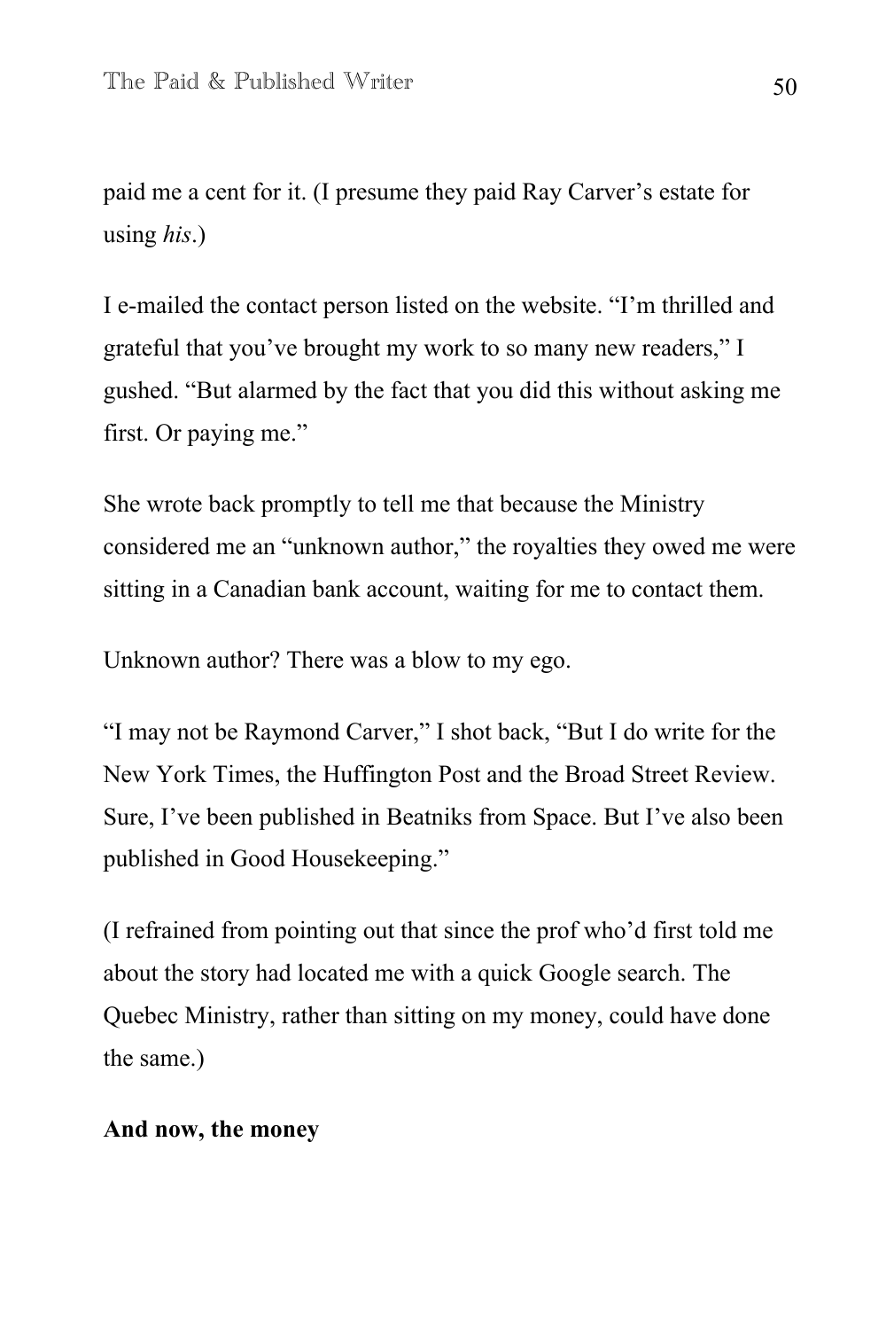paid me a cent for it. (I presume they paid Ray Carver's estate for using *his*.)

I e-mailed the contact person listed on the website. "I'm thrilled and grateful that you've brought my work to so many new readers," I gushed. "But alarmed by the fact that you did this without asking me first. Or paying me."

She wrote back promptly to tell me that because the Ministry considered me an "unknown author," the royalties they owed me were sitting in a Canadian bank account, waiting for me to contact them.

Unknown author? There was a blow to my ego.

"I may not be Raymond Carver," I shot back, "But I do write for the New York Times, the Huffington Post and the Broad Street Review. Sure, I've been published in Beatniks from Space. But I've also been published in Good Housekeeping."

(I refrained from pointing out that since the prof who'd first told me about the story had located me with a quick Google search. The Quebec Ministry, rather than sitting on my money, could have done the same.)

**And now, the money**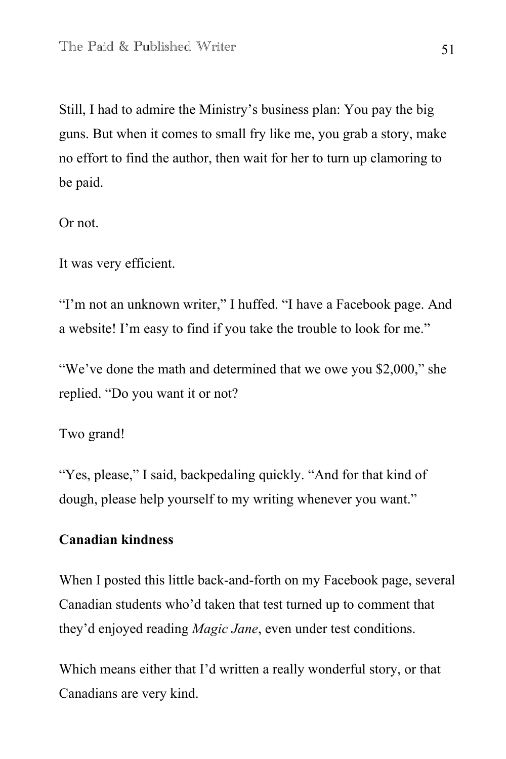Still, I had to admire the Ministry's business plan: You pay the big guns. But when it comes to small fry like me, you grab a story, make no effort to find the author, then wait for her to turn up clamoring to be paid.

Or not.

It was very efficient.

"I'm not an unknown writer," I huffed. "I have a Facebook page. And a website! I'm easy to find if you take the trouble to look for me."

"We've done the math and determined that we owe you $2,000," she replied. "Do you want it or not?

Two grand!

"Yes, please," I said, backpedaling quickly. "And for that kind of dough, please help yourself to my writing whenever you want."

**Canadian kindness**

When I posted this little back-and-forth on my Facebook page, several Canadian students who'd taken that test turned up to comment that they'd enjoyed reading *Magic Jane*, even under test conditions.

Which means either that I'd written a really wonderful story, or that Canadians are very kind.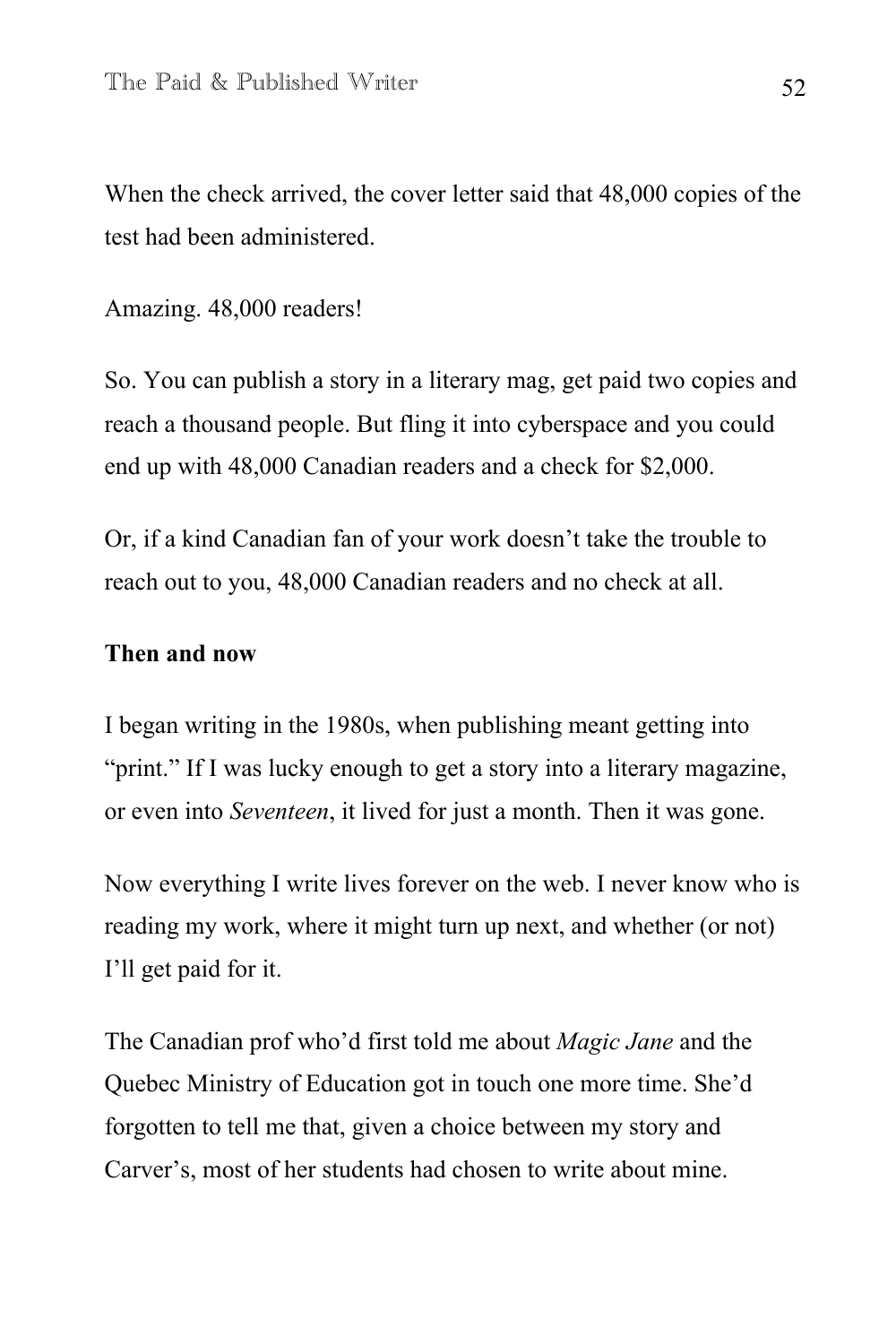When the check arrived, the cover letter said that 48,000 copies of the test had been administered.

Amazing. 48,000 readers!

So. You can publish a story in a literary mag, get paid two copies and reach a thousand people. But fling it into cyberspace and you could end up with 48,000 Canadian readers and a check for $2,000.

Or, if a kind Canadian fan of your work doesn't take the trouble to reach out to you, 48,000 Canadian readers and no check at all.

**Then and now**

I began writing in the 1980s, when publishing meant getting into "print." If I was lucky enough to get a story into a literary magazine, or even into *Seventeen*, it lived for just a month. Then it was gone.

Now everything I write lives forever on the web. I never know who is reading my work, where it might turn up next, and whether (or not) I'll get paid for it.

The Canadian prof who'd first told me about *Magic Jane* and the Quebec Ministry of Education got in touch one more time. She'd forgotten to tell me that, given a choice between my story and Carver's, most of her students had chosen to write about mine.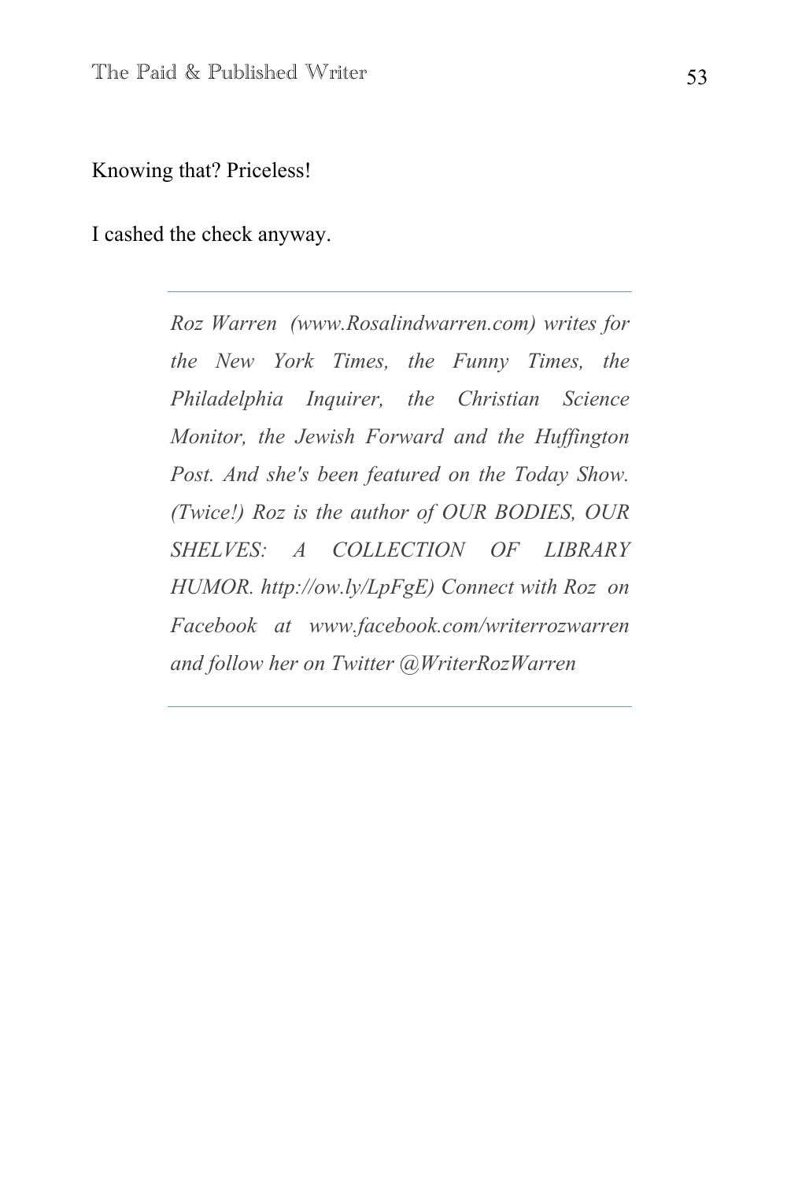Knowing that? Priceless!

I cashed the check anyway.

---

*Roz Warren (www.Rosalindwarren.com) writes for the New York Times, the Funny Times, the Philadelphia Inquirer, the Christian Science Monitor, the Jewish Forward and the Huffington Post. And she's been featured on the Today Show. (Twice!) Roz is the author of OUR BODIES, OUR SHELVES: A COLLECTION OF LIBRARY HUMOR. http://ow.ly/LpFgE) Connect with Roz on Facebook at www.facebook.com/writerrozwarren and follow her on Twitter @WriterRozWarren*

---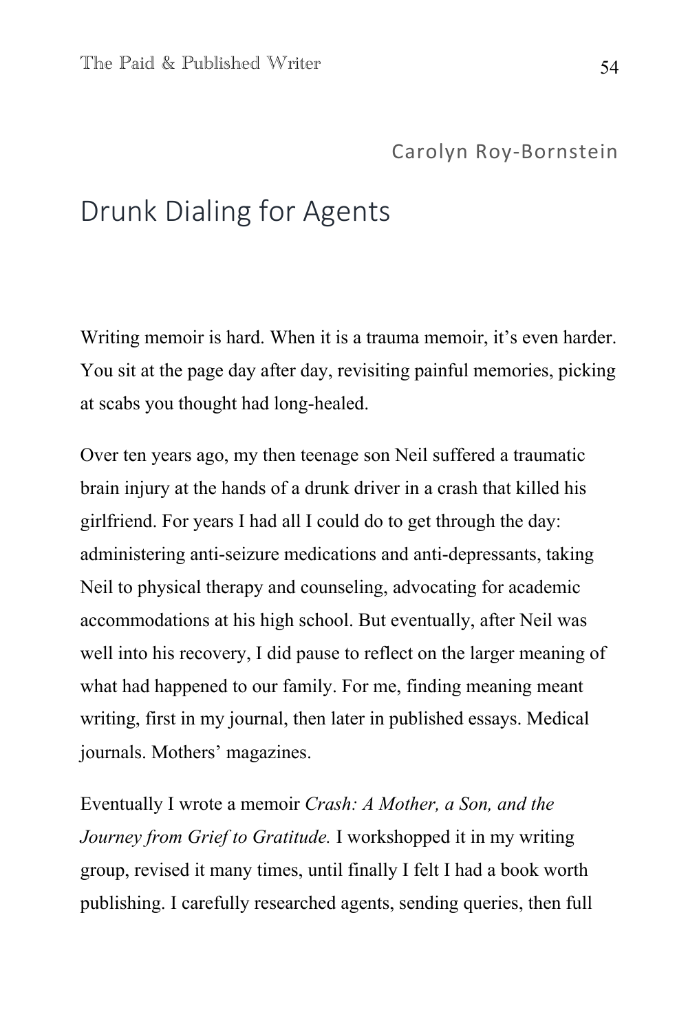Carolyn Roy-Bornstein

# Drunk Dialing for Agents

Writing memoir is hard. When it is a trauma memoir, it's even harder. You sit at the page day after day, revisiting painful memories, picking at scabs you thought had long-healed.

Over ten years ago, my then teenage son Neil suffered a traumatic brain injury at the hands of a drunk driver in a crash that killed his girlfriend. For years I had all I could do to get through the day: administering anti-seizure medications and anti-depressants, taking Neil to physical therapy and counseling, advocating for academic accommodations at his high school. But eventually, after Neil was well into his recovery, I did pause to reflect on the larger meaning of what had happened to our family. For me, finding meaning meant writing, first in my journal, then later in published essays. Medical journals. Mothers' magazines.

Eventually I wrote a memoir *Crash: A Mother, a Son, and the Journey from Grief to Gratitude.* I workshopped it in my writing group, revised it many times, until finally I felt I had a book worth publishing. I carefully researched agents, sending queries, then full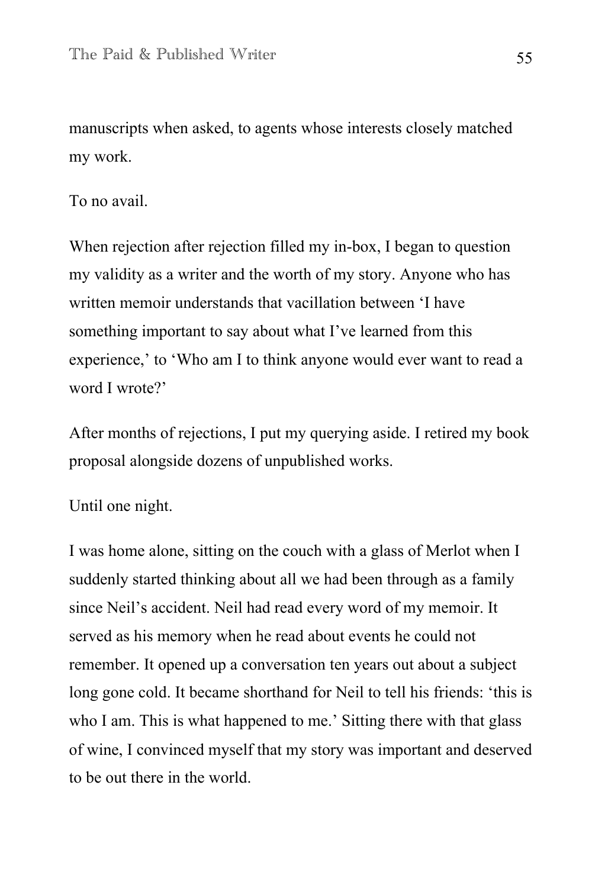manuscripts when asked, to agents whose interests closely matched my work.

To no avail.

When rejection after rejection filled my in-box, I began to question my validity as a writer and the worth of my story. Anyone who has written memoir understands that vacillation between 'I have something important to say about what I've learned from this experience,' to 'Who am I to think anyone would ever want to read a word I wrote?'

After months of rejections, I put my querying aside. I retired my book proposal alongside dozens of unpublished works.

Until one night.

I was home alone, sitting on the couch with a glass of Merlot when I suddenly started thinking about all we had been through as a family since Neil's accident. Neil had read every word of my memoir. It served as his memory when he read about events he could not remember. It opened up a conversation ten years out about a subject long gone cold. It became shorthand for Neil to tell his friends: 'this is who I am. This is what happened to me.' Sitting there with that glass of wine, I convinced myself that my story was important and deserved to be out there in the world.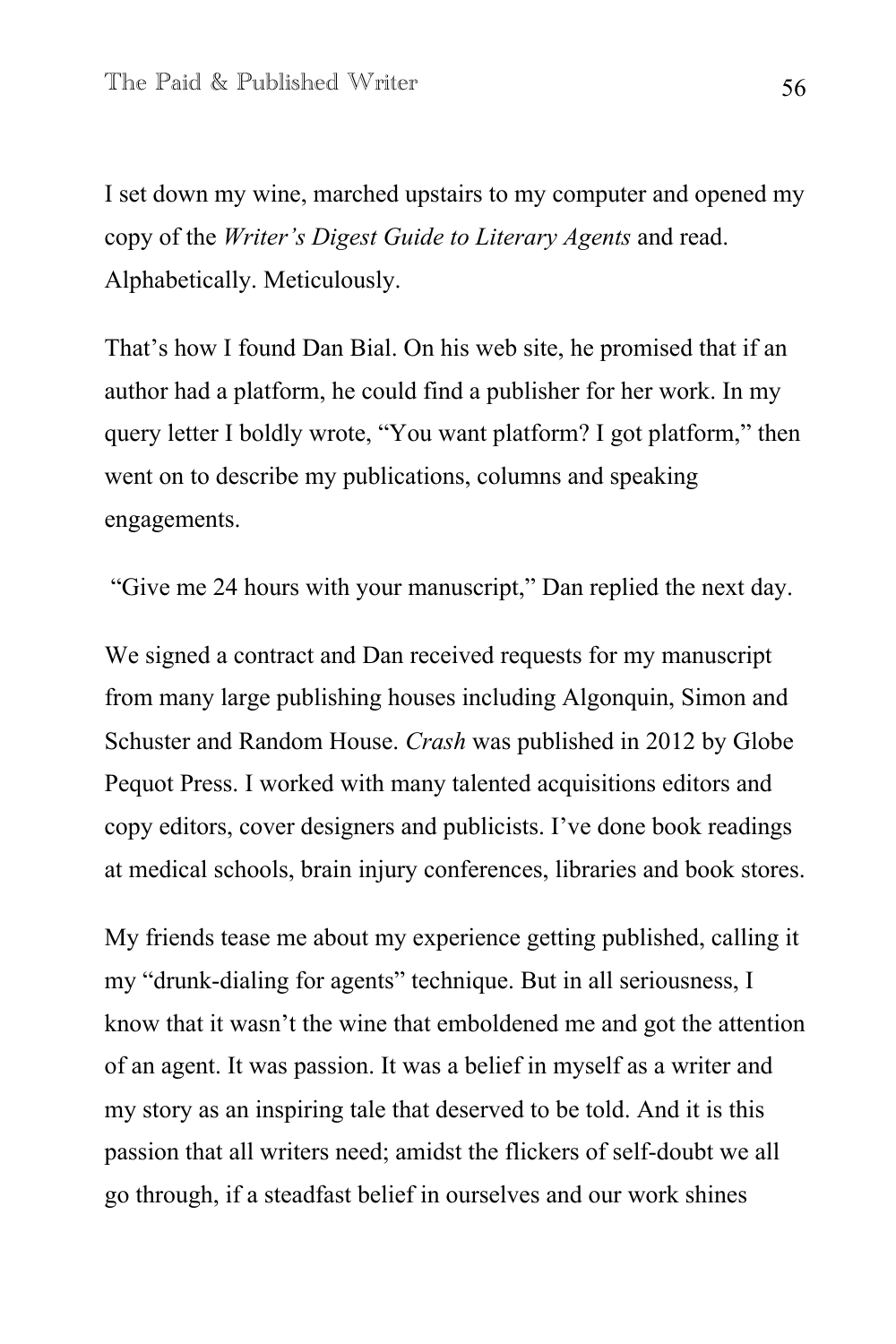I set down my wine, marched upstairs to my computer and opened my copy of the *Writer's Digest Guide to Literary Agents* and read. Alphabetically. Meticulously.

That's how I found Dan Bial. On his web site, he promised that if an author had a platform, he could find a publisher for her work. In my query letter I boldly wrote, "You want platform? I got platform," then went on to describe my publications, columns and speaking engagements.

"Give me 24 hours with your manuscript," Dan replied the next day.

We signed a contract and Dan received requests for my manuscript from many large publishing houses including Algonquin, Simon and Schuster and Random House. *Crash* was published in 2012 by Globe Pequot Press. I worked with many talented acquisitions editors and copy editors, cover designers and publicists. I've done book readings at medical schools, brain injury conferences, libraries and book stores.

My friends tease me about my experience getting published, calling it my "drunk-dialing for agents" technique. But in all seriousness, I know that it wasn't the wine that emboldened me and got the attention of an agent. It was passion. It was a belief in myself as a writer and my story as an inspiring tale that deserved to be told. And it is this passion that all writers need; amidst the flickers of self-doubt we all go through, if a steadfast belief in ourselves and our work shines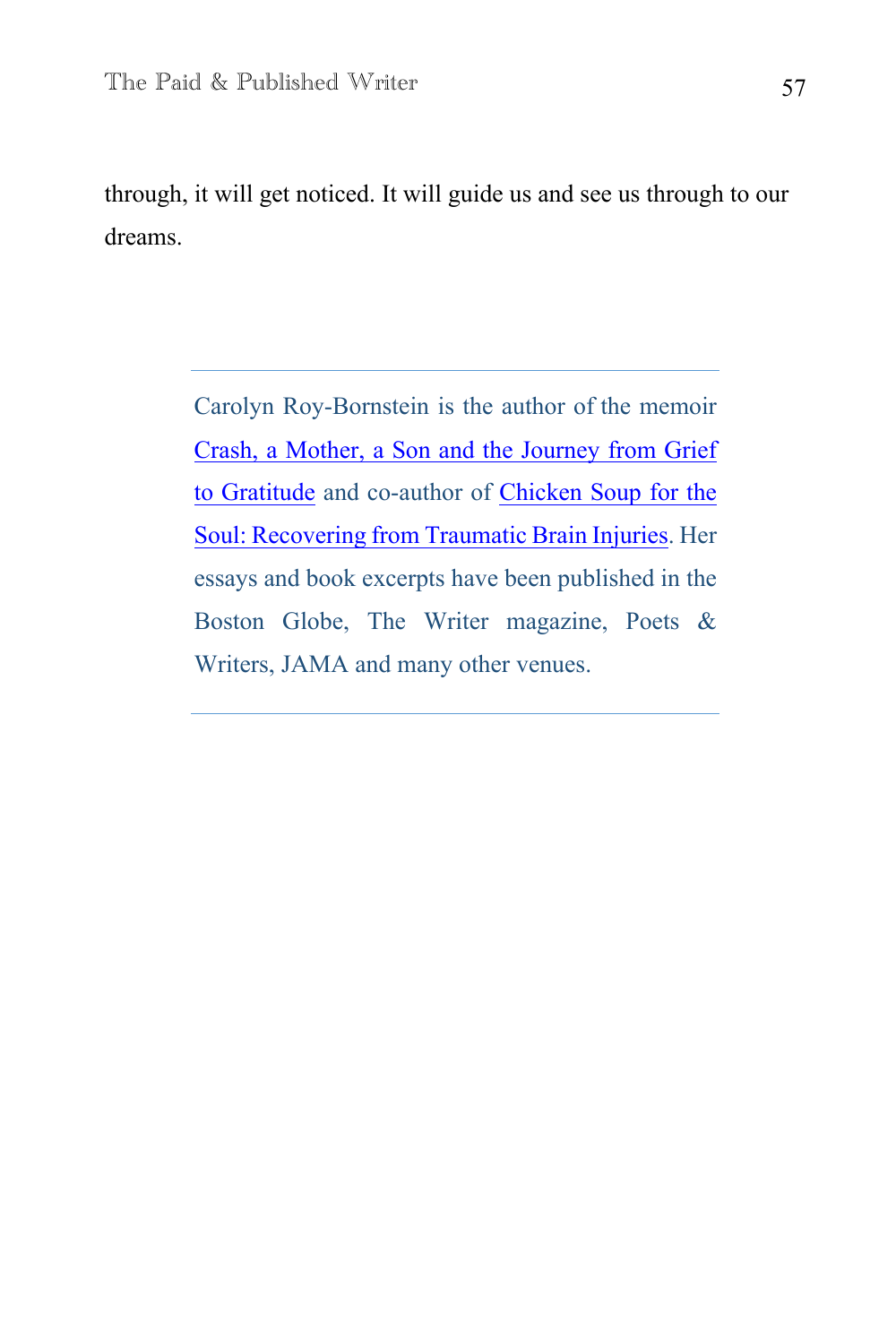through, it will get noticed. It will guide us and see us through to our dreams.

---

Carolyn Roy-Bornstein is the author of the memoir Crash, a Mother, a Son and the Journey from Grief to Gratitude and co-author of Chicken Soup for the Soul: Recovering from Traumatic Brain Injuries. Her essays and book excerpts have been published in the Boston Globe, The Writer magazine, Poets & Writers, JAMA and many other venues.

---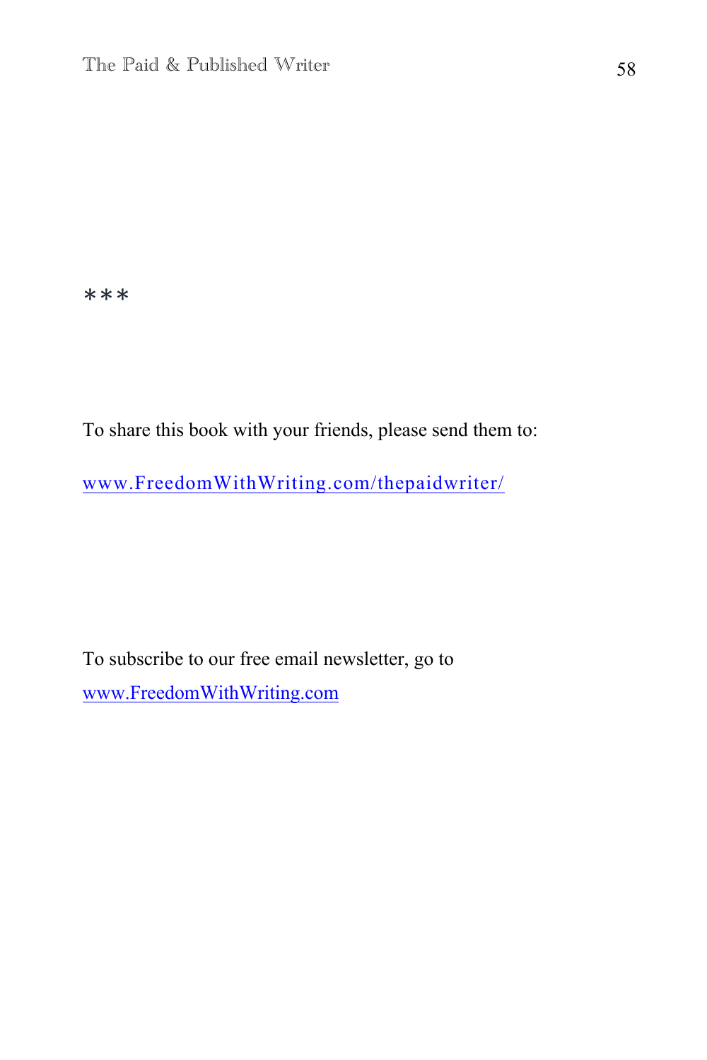***

To share this book with your friends, please send them to:

www.FreedomWithWriting.com/thepaidwriter/

To subscribe to our free email newsletter, go to www.FreedomWithWriting.com